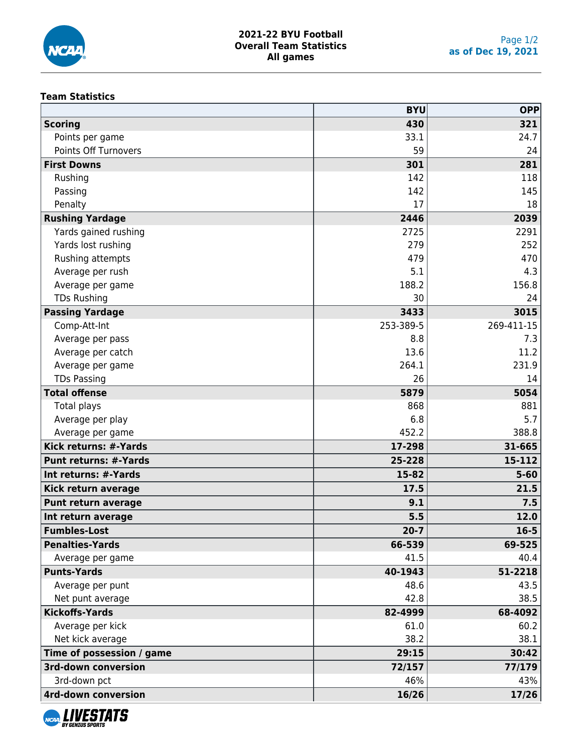# 2021-22 BYU Football
## Overall Team Statistics
### All games

as of Dec 19, 2021

**Team Statistics**

| | BYU | OPP |
|---|---|---|
| **Scoring** | **430** | **321** |
| Points per game | 33.1 | 24.7 |
| Points Off Turnovers | 59 | 24 |
| **First Downs** | **301** | **281** |
| Rushing | 142 | 118 |
| Passing | 142 | 145 |
| Penalty | 17 | 18 |
| **Rushing Yardage** | **2446** | **2039** |
| Yards gained rushing | 2725 | 2291 |
| Yards lost rushing | 279 | 252 |
| Rushing attempts | 479 | 470 |
| Average per rush | 5.1 | 4.3 |
| Average per game | 188.2 | 156.8 |
| TDs Rushing | 30 | 24 |
| **Passing Yardage** | **3433** | **3015** |
| Comp-Att-Int | 253-389-5 | 269-411-15 |
| Average per pass | 8.8 | 7.3 |
| Average per catch | 13.6 | 11.2 |
| Average per game | 264.1 | 231.9 |
| TDs Passing | 26 | 14 |
| **Total offense** | **5879** | **5054** |
| Total plays | 868 | 881 |
| Average per play | 6.8 | 5.7 |
| Average per game | 452.2 | 388.8 |
| **Kick returns: #-Yards** | **17-298** | **31-665** |
| **Punt returns: #-Yards** | **25-228** | **15-112** |
| **Int returns: #-Yards** | **15-82** | **5-60** |
| **Kick return average** | **17.5** | **21.5** |
| **Punt return average** | **9.1** | **7.5** |
| **Int return average** | **5.5** | **12.0** |
| **Fumbles-Lost** | **20-7** | **16-5** |
| **Penalties-Yards** | **66-539** | **69-525** |
| Average per game | 41.5 | 40.4 |
| **Punts-Yards** | **40-1943** | **51-2218** |
| Average per punt | 48.6 | 43.5 |
| Net punt average | 42.8 | 38.5 |
| **Kickoffs-Yards** | **82-4999** | **68-4092** |
| Average per kick | 61.0 | 60.2 |
| Net kick average | 38.2 | 38.1 |
| **Time of possession / game** | **29:15** | **30:42** |
| **3rd-down conversion** | **72/157** | **77/179** |
| 3rd-down pct | 46% | 43% |
| **4rd-down conversion** | **16/26** | **17/26** |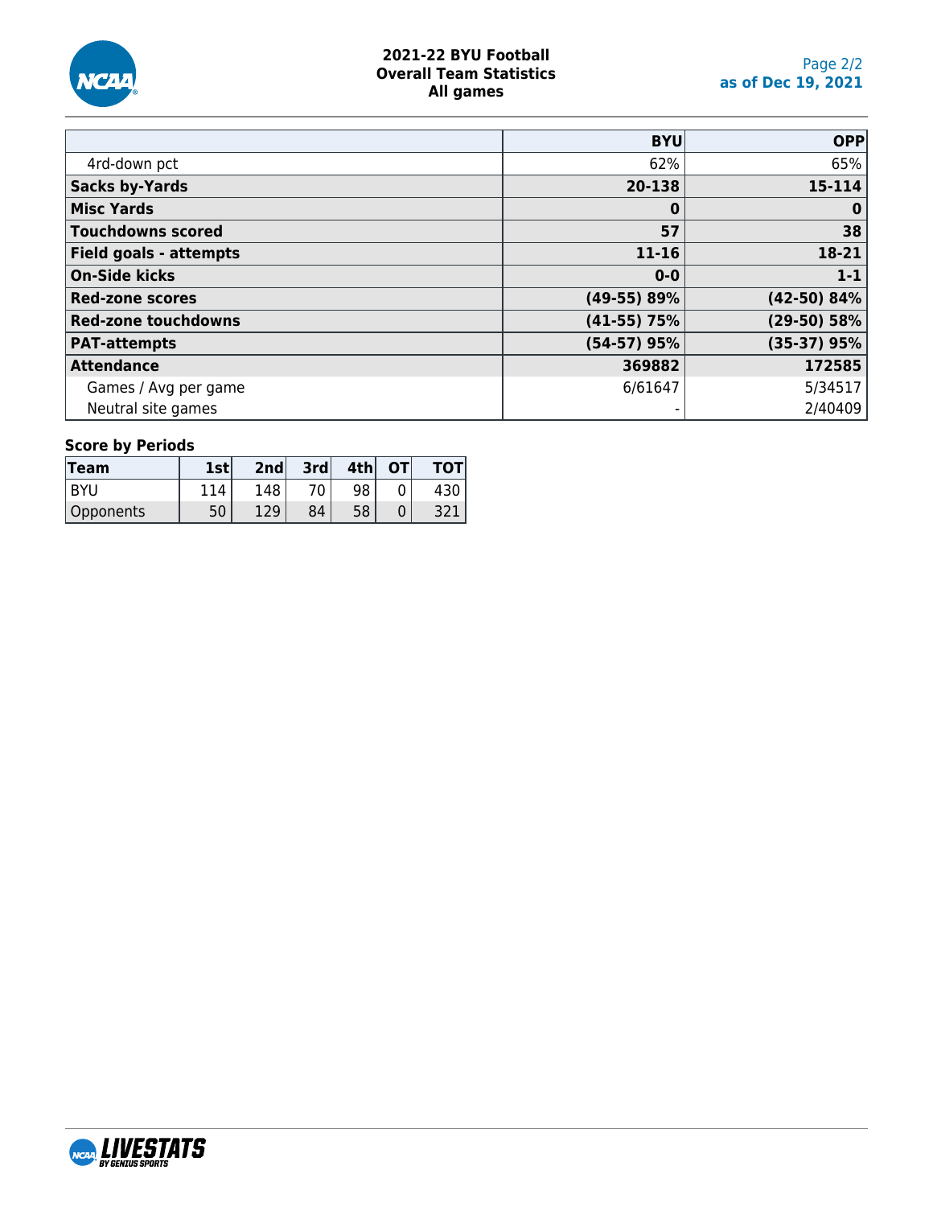# 2021-22 BYU Football
## Overall Team Statistics
### All games

| | BYU | OPP |
|---|---|---|
| 4rd-down pct | 62% | 65% |
| **Sacks by-Yards** | **20-138** | **15-114** |
| **Misc Yards** | **0** | **0** |
| **Touchdowns scored** | **57** | **38** |
| **Field goals - attempts** | **11-16** | **18-21** |
| **On-Side kicks** | **0-0** | **1-1** |
| **Red-zone scores** | **(49-55) 89%** | **(42-50) 84%** |
| **Red-zone touchdowns** | **(41-55) 75%** | **(29-50) 58%** |
| **PAT-attempts** | **(54-57) 95%** | **(35-37) 95%** |
| **Attendance** | **369882** | **172585** |
| Games / Avg per game | 6/61647 | 5/34517 |
| Neutral site games | - | 2/40409 |

**Score by Periods**

| Team | 1st | 2nd | 3rd | 4th | OT | TOT |
|---|---|---|---|---|---|---|
| BYU | 114 | 148 | 70 | 98 | 0 | 430 |
| Opponents | 50 | 129 | 84 | 58 | 0 | 321 |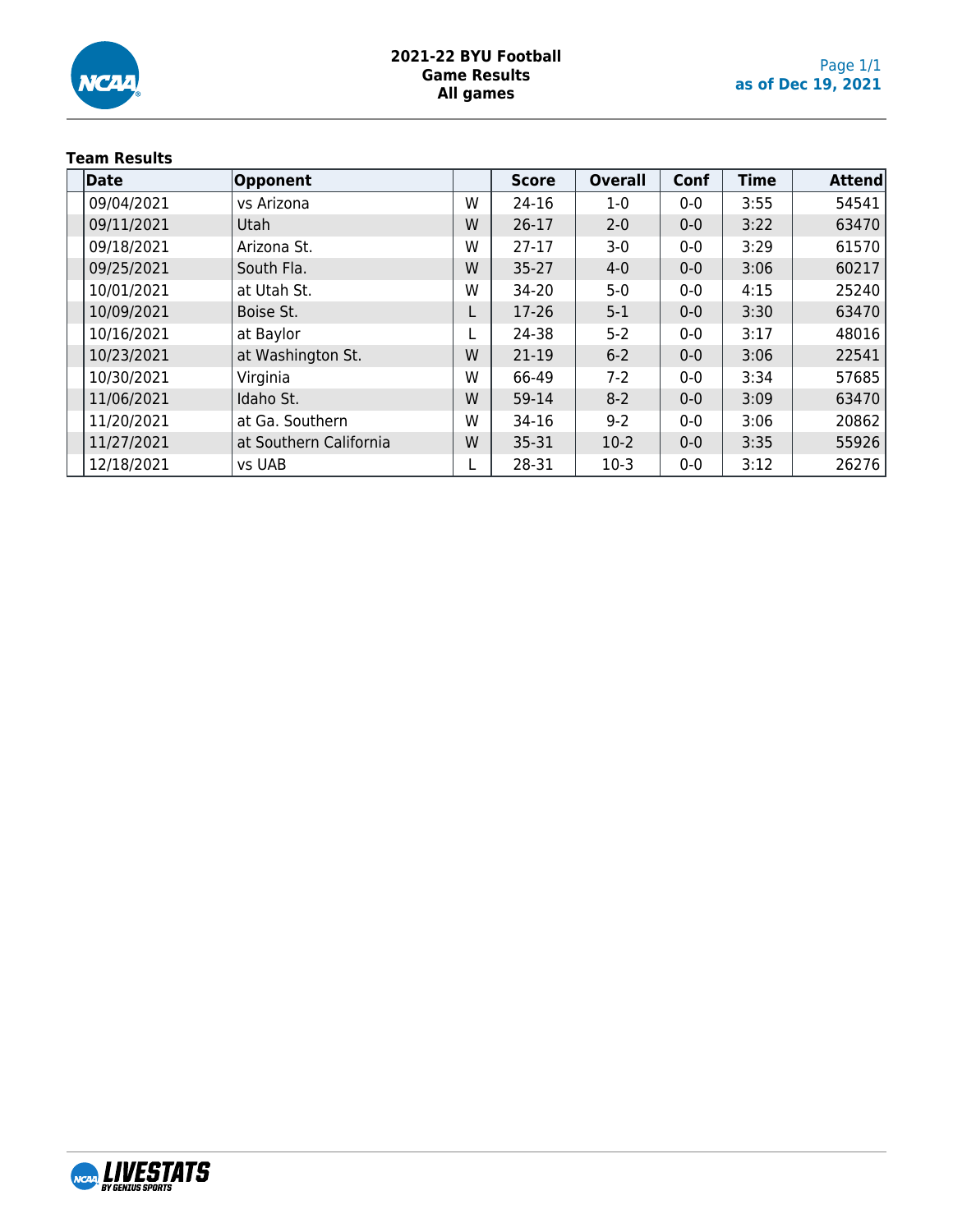# 2021-22 BYU Football
## Game Results
### All games

as of Dec 19, 2021

**Team Results**

| Date | Opponent | | Score | Overall | Conf | Time | Attend |
|---|---|---|---|---|---|---|---|
| 09/04/2021 | vs Arizona | W | 24-16 | 1-0 | 0-0 | 3:55 | 54541 |
| 09/11/2021 | Utah | W | 26-17 | 2-0 | 0-0 | 3:22 | 63470 |
| 09/18/2021 | Arizona St. | W | 27-17 | 3-0 | 0-0 | 3:29 | 61570 |
| 09/25/2021 | South Fla. | W | 35-27 | 4-0 | 0-0 | 3:06 | 60217 |
| 10/01/2021 | at Utah St. | W | 34-20 | 5-0 | 0-0 | 4:15 | 25240 |
| 10/09/2021 | Boise St. | L | 17-26 | 5-1 | 0-0 | 3:30 | 63470 |
| 10/16/2021 | at Baylor | L | 24-38 | 5-2 | 0-0 | 3:17 | 48016 |
| 10/23/2021 | at Washington St. | W | 21-19 | 6-2 | 0-0 | 3:06 | 22541 |
| 10/30/2021 | Virginia | W | 66-49 | 7-2 | 0-0 | 3:34 | 57685 |
| 11/06/2021 | Idaho St. | W | 59-14 | 8-2 | 0-0 | 3:09 | 63470 |
| 11/20/2021 | at Ga. Southern | W | 34-16 | 9-2 | 0-0 | 3:06 | 20862 |
| 11/27/2021 | at Southern California | W | 35-31 | 10-2 | 0-0 | 3:35 | 55926 |
| 12/18/2021 | vs UAB | L | 28-31 | 10-3 | 0-0 | 3:12 | 26276 |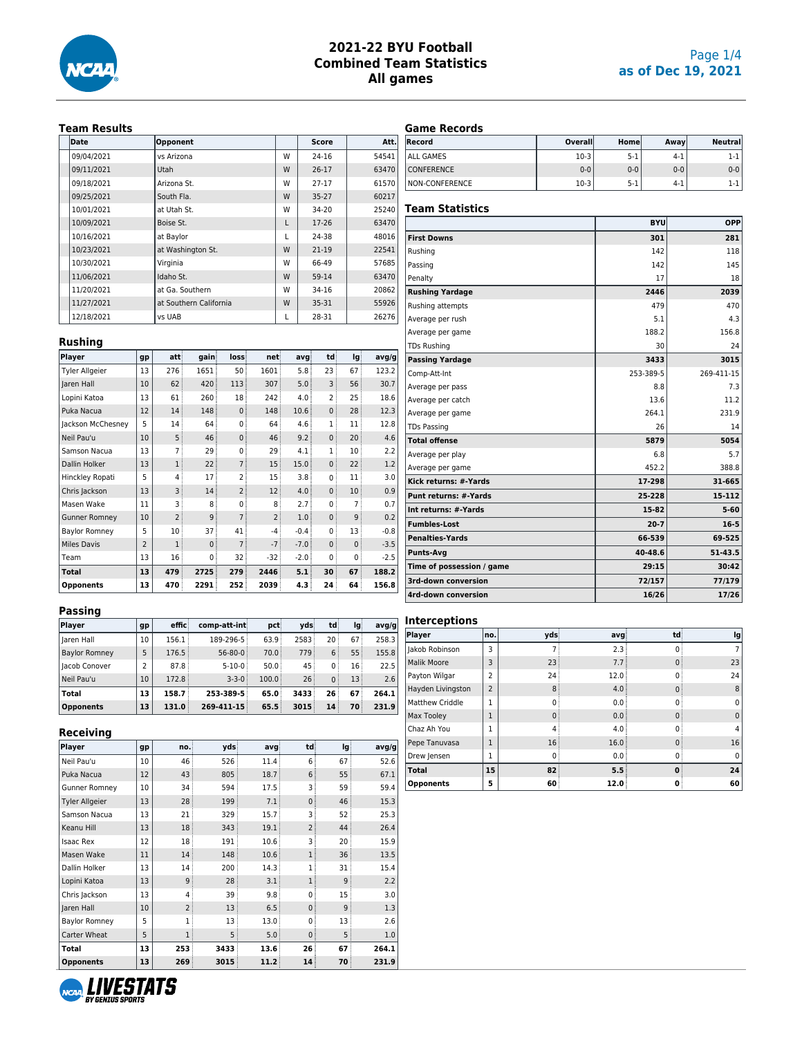# 2021-22 BYU Football
## Combined Team Statistics
## All games

as of Dec 19, 2021

### Team Results

| Date | Opponent | | Score | Att. |
|---|---|---|---|---|
| 09/04/2021 | vs Arizona | W | 24-16 | 54541 |
| 09/11/2021 | Utah | W | 26-17 | 63470 |
| 09/18/2021 | Arizona St. | W | 27-17 | 61570 |
| 09/25/2021 | South Fla. | W | 35-27 | 60217 |
| 10/01/2021 | at Utah St. | W | 34-20 | 25240 |
| 10/09/2021 | Boise St. | L | 17-26 | 63470 |
| 10/16/2021 | at Baylor | L | 24-38 | 48016 |
| 10/23/2021 | at Washington St. | W | 21-19 | 22541 |
| 10/30/2021 | Virginia | W | 66-49 | 57685 |
| 11/06/2021 | Idaho St. | W | 59-14 | 63470 |
| 11/20/2021 | at Ga. Southern | W | 34-16 | 20862 |
| 11/27/2021 | at Southern California | W | 35-31 | 55926 |
| 12/18/2021 | vs UAB | L | 28-31 | 26276 |

### Rushing

| Player | gp | att | gain | loss | net | avg | td | lg | avg/g |
|---|---|---|---|---|---|---|---|---|---|
| Tyler Allgeier | 13 | 276 | 1651 | 50 | 1601 | 5.8 | 23 | 67 | 123.2 |
| Jaren Hall | 10 | 62 | 420 | 113 | 307 | 5.0 | 3 | 56 | 30.7 |
| Lopini Katoa | 13 | 61 | 260 | 18 | 242 | 4.0 | 2 | 25 | 18.6 |
| Puka Nacua | 12 | 14 | 148 | 0 | 148 | 10.6 | 0 | 28 | 12.3 |
| Jackson McChesney | 5 | 14 | 64 | 0 | 64 | 4.6 | 1 | 11 | 12.8 |
| Neil Pau'u | 10 | 5 | 46 | 0 | 46 | 9.2 | 0 | 20 | 4.6 |
| Samson Nacua | 13 | 7 | 29 | 0 | 29 | 4.1 | 1 | 10 | 2.2 |
| Dallin Holker | 13 | 1 | 22 | 7 | 15 | 15.0 | 0 | 22 | 1.2 |
| Hinckley Ropati | 5 | 4 | 17 | 2 | 15 | 3.8 | 0 | 11 | 3.0 |
| Chris Jackson | 13 | 3 | 14 | 2 | 12 | 4.0 | 0 | 10 | 0.9 |
| Masen Wake | 11 | 3 | 8 | 0 | 8 | 2.7 | 0 | 7 | 0.7 |
| Gunner Romney | 10 | 2 | 9 | 7 | 2 | 1.0 | 0 | 9 | 0.2 |
| Baylor Romney | 5 | 10 | 37 | 41 | -4 | -0.4 | 0 | 13 | -0.8 |
| Miles Davis | 2 | 1 | 0 | 7 | -7 | -7.0 | 0 | 0 | -3.5 |
| Team | 13 | 16 | 0 | 32 | -32 | -2.0 | 0 | 0 | -2.5 |
| **Total** | **13** | **479** | **2725** | **279** | **2446** | **5.1** | **30** | **67** | **188.2** |
| **Opponents** | **13** | **470** | **2291** | **252** | **2039** | **4.3** | **24** | **64** | **156.8** |

### Passing

| Player | gp | effic | comp-att-int | pct | yds | td | lg | avg/g |
|---|---|---|---|---|---|---|---|---|
| Jaren Hall | 10 | 156.1 | 189-296-5 | 63.9 | 2583 | 20 | 67 | 258.3 |
| Baylor Romney | 5 | 176.5 | 56-80-0 | 70.0 | 779 | 6 | 55 | 155.8 |
| Jacob Conover | 2 | 87.8 | 5-10-0 | 50.0 | 45 | 0 | 16 | 22.5 |
| Neil Pau'u | 10 | 172.8 | 3-3-0 | 100.0 | 26 | 0 | 13 | 2.6 |
| **Total** | **13** | **158.7** | **253-389-5** | **65.0** | **3433** | **26** | **67** | **264.1** |
| **Opponents** | **13** | **131.0** | **269-411-15** | **65.5** | **3015** | **14** | **70** | **231.9** |

### Receiving

| Player | gp | no. | yds | avg | td | lg | avg/g |
|---|---|---|---|---|---|---|---|
| Neil Pau'u | 10 | 46 | 526 | 11.4 | 6 | 67 | 52.6 |
| Puka Nacua | 12 | 43 | 805 | 18.7 | 6 | 55 | 67.1 |
| Gunner Romney | 10 | 34 | 594 | 17.5 | 3 | 59 | 59.4 |
| Tyler Allgeier | 13 | 28 | 199 | 7.1 | 0 | 46 | 15.3 |
| Samson Nacua | 13 | 21 | 329 | 15.7 | 3 | 52 | 25.3 |
| Keanu Hill | 13 | 18 | 343 | 19.1 | 2 | 44 | 26.4 |
| Isaac Rex | 12 | 18 | 191 | 10.6 | 3 | 20 | 15.9 |
| Masen Wake | 11 | 14 | 148 | 10.6 | 1 | 36 | 13.5 |
| Dallin Holker | 13 | 14 | 200 | 14.3 | 1 | 31 | 15.4 |
| Lopini Katoa | 13 | 9 | 28 | 3.1 | 1 | 9 | 2.2 |
| Chris Jackson | 13 | 4 | 39 | 9.8 | 0 | 15 | 3.0 |
| Jaren Hall | 10 | 2 | 13 | 6.5 | 0 | 9 | 1.3 |
| Baylor Romney | 5 | 1 | 13 | 13.0 | 0 | 13 | 2.6 |
| Carter Wheat | 5 | 1 | 5 | 5.0 | 0 | 5 | 1.0 |
| **Total** | **13** | **253** | **3433** | **13.6** | **26** | **67** | **264.1** |
| **Opponents** | **13** | **269** | **3015** | **11.2** | **14** | **70** | **231.9** |

### Game Records

| Record | Overall | Home | Away | Neutral |
|---|---|---|---|---|
| ALL GAMES | 10-3 | 5-1 | 4-1 | 1-1 |
| CONFERENCE | 0-0 | 0-0 | 0-0 | 0-0 |
| NON-CONFERENCE | 10-3 | 5-1 | 4-1 | 1-1 |

### Team Statistics

| | BYU | OPP |
|---|---|---|
| **First Downs** | **301** | **281** |
| Rushing | 142 | 118 |
| Passing | 142 | 145 |
| Penalty | 17 | 18 |
| **Rushing Yardage** | **2446** | **2039** |
| Rushing attempts | 479 | 470 |
| Average per rush | 5.1 | 4.3 |
| Average per game | 188.2 | 156.8 |
| TDs Rushing | 30 | 24 |
| **Passing Yardage** | **3433** | **3015** |
| Comp-Att-Int | 253-389-5 | 269-411-15 |
| Average per pass | 8.8 | 7.3 |
| Average per catch | 13.6 | 11.2 |
| Average per game | 264.1 | 231.9 |
| TDs Passing | 26 | 14 |
| **Total offense** | **5879** | **5054** |
| Average per play | 6.8 | 5.7 |
| Average per game | 452.2 | 388.8 |
| **Kick returns: #-Yards** | **17-298** | **31-665** |
| **Punt returns: #-Yards** | **25-228** | **15-112** |
| **Int returns: #-Yards** | **15-82** | **5-60** |
| **Fumbles-Lost** | **20-7** | **16-5** |
| **Penalties-Yards** | **66-539** | **69-525** |
| **Punts-Avg** | **40-48.6** | **51-43.5** |
| **Time of possession / game** | **29:15** | **30:42** |
| **3rd-down conversion** | **72/157** | **77/179** |
| **4rd-down conversion** | **16/26** | **17/26** |

### Interceptions

| Player | no. | yds | avg | td | lg |
|---|---|---|---|---|---|
| Jakob Robinson | 3 | 7 | 2.3 | 0 | 7 |
| Malik Moore | 3 | 23 | 7.7 | 0 | 23 |
| Payton Wilgar | 2 | 24 | 12.0 | 0 | 24 |
| Hayden Livingston | 2 | 8 | 4.0 | 0 | 8 |
| Matthew Criddle | 1 | 0 | 0.0 | 0 | 0 |
| Max Tooley | 1 | 0 | 0.0 | 0 | 0 |
| Chaz Ah You | 1 | 4 | 4.0 | 0 | 4 |
| Pepe Tanuvasa | 1 | 16 | 16.0 | 0 | 16 |
| Drew Jensen | 1 | 0 | 0.0 | 0 | 0 |
| **Total** | **15** | **82** | **5.5** | **0** | **24** |
| **Opponents** | **5** | **60** | **12.0** | **0** | **60** |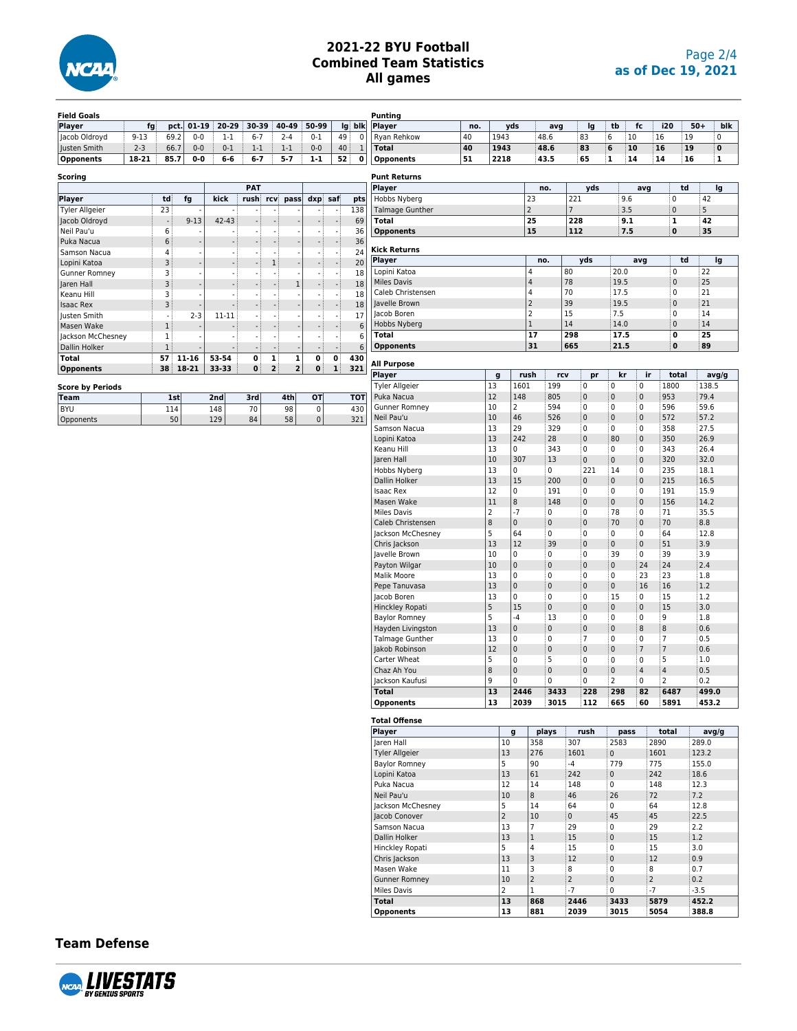# 2021-22 BYU Football
## Combined Team Statistics
### All games

### Field Goals

| Player | fg | pct. | 01-19 | 20-29 | 30-39 | 40-49 | 50-99 | lg | blk |
|---|---|---|---|---|---|---|---|---|---|
| Jacob Oldroyd | 9-13 | 69.2 | 0-0 | 1-1 | 6-7 | 2-4 | 0-1 | 49 | 0 |
| Justen Smith | 2-3 | 66.7 | 0-0 | 0-1 | 1-1 | 1-1 | 0-0 | 40 | 1 |
| **Opponents** | **18-21** | **85.7** | **0-0** | **6-6** | **6-7** | **5-7** | **1-1** | **52** | **0** |

### Scoring

| | | | PAT | | | | | | |
|---|---|---|---|---|---|---|---|---|---|
| Player | td | fg | kick | rush | rcv | pass | dxp | saf | pts |
| Tyler Allgeier | 23 | - | - | - | - | - | - | - | 138 |
| Jacob Oldroyd | - | 9-13 | 42-43 | - | - | - | - | - | 69 |
| Neil Pau'u | 6 | - | - | - | - | - | - | - | 36 |
| Puka Nacua | 6 | - | - | - | - | - | - | - | 36 |
| Samson Nacua | 4 | - | - | - | - | - | - | - | 24 |
| Lopini Katoa | 3 | - | - | - | 1 | - | - | - | 20 |
| Gunner Romney | 3 | - | - | - | - | - | - | - | 18 |
| Jaren Hall | 3 | - | - | - | - | 1 | - | - | 18 |
| Keanu Hill | 3 | - | - | - | - | - | - | - | 18 |
| Isaac Rex | 3 | - | - | - | - | - | - | - | 18 |
| Justen Smith | - | 2-3 | 11-11 | - | - | - | - | - | 17 |
| Masen Wake | 1 | - | - | - | - | - | - | - | 6 |
| Jackson McChesney | 1 | - | - | - | - | - | - | - | 6 |
| Dallin Holker | 1 | - | - | - | - | - | - | - | 6 |
| **Total** | **57** | **11-16** | **53-54** | **0** | **1** | **1** | **0** | **0** | **430** |
| **Opponents** | **38** | **18-21** | **33-33** | **0** | **2** | **2** | **0** | **1** | **321** |

### Score by Periods

| Team | 1st | 2nd | 3rd | 4th | OT | TOT |
|---|---|---|---|---|---|---|
| BYU | 114 | 148 | 70 | 98 | 0 | 430 |
| Opponents | 50 | 129 | 84 | 58 | 0 | 321 |

### Punting

| Player | no. | yds | avg | lg | tb | fc | i20 | 50+ | blk |
|---|---|---|---|---|---|---|---|---|---|
| Ryan Rehkow | 40 | 1943 | 48.6 | 83 | 6 | 10 | 16 | 19 | 0 |
| **Total** | **40** | **1943** | **48.6** | **83** | **6** | **10** | **16** | **19** | **0** |
| **Opponents** | **51** | **2218** | **43.5** | **65** | **1** | **14** | **14** | **16** | **1** |

### Punt Returns

| Player | no. | yds | avg | td | lg |
|---|---|---|---|---|---|
| Hobbs Nyberg | 23 | 221 | 9.6 | 0 | 42 |
| Talmage Gunther | 2 | 7 | 3.5 | 0 | 5 |
| **Total** | **25** | **228** | **9.1** | **1** | **42** |
| **Opponents** | **15** | **112** | **7.5** | **0** | **35** |

### Kick Returns

| Player | no. | yds | avg | td | lg |
|---|---|---|---|---|---|
| Lopini Katoa | 4 | 80 | 20.0 | 0 | 22 |
| Miles Davis | 4 | 78 | 19.5 | 0 | 25 |
| Caleb Christensen | 4 | 70 | 17.5 | 0 | 21 |
| Javelle Brown | 2 | 39 | 19.5 | 0 | 21 |
| Jacob Boren | 2 | 15 | 7.5 | 0 | 14 |
| Hobbs Nyberg | 1 | 14 | 14.0 | 0 | 14 |
| **Total** | **17** | **298** | **17.5** | **0** | **25** |
| **Opponents** | **31** | **665** | **21.5** | **0** | **89** |

### All Purpose

| Player | g | rush | rcv | pr | kr | ir | total | avg/g |
|---|---|---|---|---|---|---|---|---|
| Tyler Allgeier | 13 | 1601 | 199 | 0 | 0 | 0 | 1800 | 138.5 |
| Puka Nacua | 12 | 148 | 805 | 0 | 0 | 0 | 953 | 79.4 |
| Gunner Romney | 10 | 2 | 594 | 0 | 0 | 0 | 596 | 59.6 |
| Neil Pau'u | 10 | 46 | 526 | 0 | 0 | 0 | 572 | 57.2 |
| Samson Nacua | 13 | 29 | 329 | 0 | 0 | 0 | 358 | 27.5 |
| Lopini Katoa | 13 | 242 | 28 | 0 | 80 | 0 | 350 | 26.9 |
| Keanu Hill | 13 | 0 | 343 | 0 | 0 | 0 | 343 | 26.4 |
| Jaren Hall | 10 | 307 | 13 | 0 | 0 | 0 | 320 | 32.0 |
| Hobbs Nyberg | 13 | 0 | 0 | 221 | 14 | 0 | 235 | 18.1 |
| Dallin Holker | 13 | 15 | 200 | 0 | 0 | 0 | 215 | 16.5 |
| Isaac Rex | 12 | 0 | 191 | 0 | 0 | 0 | 191 | 15.9 |
| Masen Wake | 11 | 8 | 148 | 0 | 0 | 0 | 156 | 14.2 |
| Miles Davis | 2 | -7 | 0 | 0 | 78 | 0 | 71 | 35.5 |
| Caleb Christensen | 8 | 0 | 0 | 0 | 70 | 0 | 70 | 8.8 |
| Jackson McChesney | 5 | 64 | 0 | 0 | 0 | 0 | 64 | 12.8 |
| Chris Jackson | 13 | 12 | 39 | 0 | 0 | 0 | 51 | 3.9 |
| Javelle Brown | 10 | 0 | 0 | 0 | 39 | 0 | 39 | 3.9 |
| Payton Wilgar | 10 | 0 | 0 | 0 | 0 | 24 | 24 | 2.4 |
| Malik Moore | 13 | 0 | 0 | 0 | 0 | 23 | 23 | 1.8 |
| Pepe Tanuvasa | 13 | 0 | 0 | 0 | 0 | 16 | 16 | 1.2 |
| Jacob Boren | 13 | 0 | 0 | 0 | 15 | 0 | 15 | 1.2 |
| Hinckley Ropati | 5 | 15 | 0 | 0 | 0 | 0 | 15 | 3.0 |
| Baylor Romney | 5 | -4 | 13 | 0 | 0 | 0 | 9 | 1.8 |
| Hayden Livingston | 13 | 0 | 0 | 0 | 0 | 8 | 8 | 0.6 |
| Talmage Gunther | 13 | 0 | 0 | 7 | 0 | 0 | 7 | 0.5 |
| Jakob Robinson | 12 | 0 | 0 | 0 | 0 | 7 | 7 | 0.6 |
| Carter Wheat | 5 | 0 | 5 | 0 | 0 | 0 | 5 | 1.0 |
| Chaz Ah You | 8 | 0 | 0 | 0 | 0 | 4 | 4 | 0.5 |
| Jackson Kaufusi | 9 | 0 | 0 | 0 | 2 | 0 | 2 | 0.2 |
| **Total** | **13** | **2446** | **3433** | **228** | **298** | **82** | **6487** | **499.0** |
| **Opponents** | **13** | **2039** | **3015** | **112** | **665** | **60** | **5891** | **453.2** |

### Total Offense

| Player | g | plays | rush | pass | total | avg/g |
|---|---|---|---|---|---|---|
| Jaren Hall | 10 | 358 | 307 | 2583 | 2890 | 289.0 |
| Tyler Allgeier | 13 | 276 | 1601 | 0 | 1601 | 123.2 |
| Baylor Romney | 5 | 90 | -4 | 779 | 775 | 155.0 |
| Lopini Katoa | 13 | 61 | 242 | 0 | 242 | 18.6 |
| Puka Nacua | 12 | 14 | 148 | 0 | 148 | 12.3 |
| Neil Pau'u | 10 | 8 | 46 | 26 | 72 | 7.2 |
| Jackson McChesney | 5 | 14 | 64 | 0 | 64 | 12.8 |
| Jacob Conover | 2 | 10 | 0 | 45 | 45 | 22.5 |
| Samson Nacua | 13 | 7 | 29 | 0 | 29 | 2.2 |
| Dallin Holker | 13 | 1 | 15 | 0 | 15 | 1.2 |
| Hinckley Ropati | 5 | 4 | 15 | 0 | 15 | 3.0 |
| Chris Jackson | 13 | 3 | 12 | 0 | 12 | 0.9 |
| Masen Wake | 11 | 3 | 8 | 0 | 8 | 0.7 |
| Gunner Romney | 10 | 2 | 2 | 0 | 2 | 0.2 |
| Miles Davis | 2 | 1 | -7 | 0 | -7 | -3.5 |
| **Total** | **13** | **868** | **2446** | **3433** | **5879** | **452.2** |
| **Opponents** | **13** | **881** | **2039** | **3015** | **5054** | **388.8** |

## Team Defense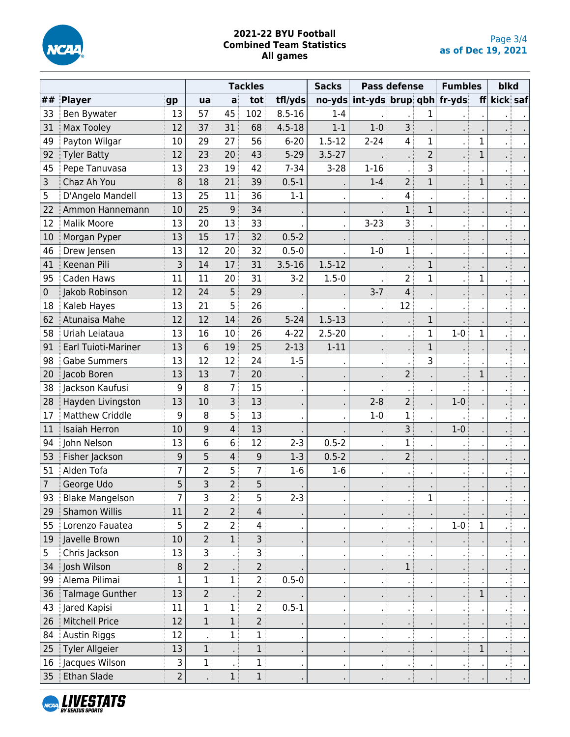**2021-22 BYU Football**
**Combined Team Statistics**
**All games**

as of Dec 19, 2021

| | | | Tackles | | | | Sacks | Pass defense | | | Fumbles | | blkd | |
|---|---|---|---|---|---|---|---|---|---|---|---|---|---|---|
| ## | Player | gp | ua | a | tot | tfl/yds | no-yds | int-yds | brup | qbh | fr-yds | ff | kick | saf |
| 33 | Ben Bywater | 13 | 57 | 45 | 102 | 8.5-16 | 1-4 | . | . | 1 | . | . | . | . |
| 31 | Max Tooley | 12 | 37 | 31 | 68 | 4.5-18 | 1-1 | 1-0 | 3 | . | . | . | . | . |
| 49 | Payton Wilgar | 10 | 29 | 27 | 56 | 6-20 | 1.5-12 | 2-24 | 4 | 1 | . | 1 | . | . |
| 92 | Tyler Batty | 12 | 23 | 20 | 43 | 5-29 | 3.5-27 | . | . | 2 | . | 1 | . | . |
| 45 | Pepe Tanuvasa | 13 | 23 | 19 | 42 | 7-34 | 3-28 | 1-16 | . | 3 | . | . | . | . |
| 3 | Chaz Ah You | 8 | 18 | 21 | 39 | 0.5-1 | . | 1-4 | 2 | 1 | . | 1 | . | . |
| 5 | D'Angelo Mandell | 13 | 25 | 11 | 36 | 1-1 | . | . | 4 | . | . | . | . | . |
| 22 | Ammon Hannemann | 10 | 25 | 9 | 34 | . | . | . | 1 | 1 | . | . | . | . |
| 12 | Malik Moore | 13 | 20 | 13 | 33 | . | . | 3-23 | 3 | . | . | . | . | . |
| 10 | Morgan Pyper | 13 | 15 | 17 | 32 | 0.5-2 | . | . | . | . | . | . | . | . |
| 46 | Drew Jensen | 13 | 12 | 20 | 32 | 0.5-0 | . | 1-0 | 1 | . | . | . | . | . |
| 41 | Keenan Pili | 3 | 14 | 17 | 31 | 3.5-16 | 1.5-12 | . | . | 1 | . | . | . | . |
| 95 | Caden Haws | 11 | 11 | 20 | 31 | 3-2 | 1.5-0 | . | 2 | 1 | . | 1 | . | . |
| 0 | Jakob Robinson | 12 | 24 | 5 | 29 | . | . | 3-7 | 4 | . | . | . | . | . |
| 18 | Kaleb Hayes | 13 | 21 | 5 | 26 | . | . | . | 12 | . | . | . | . | . |
| 62 | Atunaisa Mahe | 12 | 12 | 14 | 26 | 5-24 | 1.5-13 | . | . | 1 | . | . | . | . |
| 58 | Uriah Leiataua | 13 | 16 | 10 | 26 | 4-22 | 2.5-20 | . | . | 1 | 1-0 | 1 | . | . |
| 91 | Earl Tuioti-Mariner | 13 | 6 | 19 | 25 | 2-13 | 1-11 | . | . | 1 | . | . | . | . |
| 98 | Gabe Summers | 13 | 12 | 12 | 24 | 1-5 | . | . | . | 3 | . | . | . | . |
| 20 | Jacob Boren | 13 | 13 | 7 | 20 | . | . | . | 2 | . | . | 1 | . | . |
| 38 | Jackson Kaufusi | 9 | 8 | 7 | 15 | . | . | . | . | . | . | . | . | . |
| 28 | Hayden Livingston | 13 | 10 | 3 | 13 | . | . | 2-8 | 2 | . | 1-0 | . | . | . |
| 17 | Matthew Criddle | 9 | 8 | 5 | 13 | . | . | 1-0 | 1 | . | . | . | . | . |
| 11 | Isaiah Herron | 10 | 9 | 4 | 13 | . | . | . | 3 | . | 1-0 | . | . | . |
| 94 | John Nelson | 13 | 6 | 6 | 12 | 2-3 | 0.5-2 | . | 1 | . | . | . | . | . |
| 53 | Fisher Jackson | 9 | 5 | 4 | 9 | 1-3 | 0.5-2 | . | 2 | . | . | . | . | . |
| 51 | Alden Tofa | 7 | 2 | 5 | 7 | 1-6 | 1-6 | . | . | . | . | . | . | . |
| 7 | George Udo | 5 | 3 | 2 | 5 | . | . | . | . | . | . | . | . | . |
| 93 | Blake Mangelson | 7 | 3 | 2 | 5 | 2-3 | . | . | . | 1 | . | . | . | . |
| 29 | Shamon Willis | 11 | 2 | 2 | 4 | . | . | . | . | . | . | . | . | . |
| 55 | Lorenzo Fauatea | 5 | 2 | 2 | 4 | . | . | . | . | . | 1-0 | 1 | . | . |
| 19 | Javelle Brown | 10 | 2 | 1 | 3 | . | . | . | . | . | . | . | . | . |
| 5 | Chris Jackson | 13 | 3 | . | 3 | . | . | . | . | . | . | . | . | . |
| 34 | Josh Wilson | 8 | 2 | . | 2 | . | . | . | 1 | . | . | . | . | . |
| 99 | Alema Pilimai | 1 | 1 | 1 | 2 | 0.5-0 | . | . | . | . | . | . | . | . |
| 36 | Talmage Gunther | 13 | 2 | . | 2 | . | . | . | . | . | . | 1 | . | . |
| 43 | Jared Kapisi | 11 | 1 | 1 | 2 | 0.5-1 | . | . | . | . | . | . | . | . |
| 26 | Mitchell Price | 12 | 1 | 1 | 2 | . | . | . | . | . | . | . | . | . |
| 84 | Austin Riggs | 12 | . | 1 | 1 | . | . | . | . | . | . | . | . | . |
| 25 | Tyler Allgeier | 13 | 1 | . | 1 | . | . | . | . | . | . | 1 | . | . |
| 16 | Jacques Wilson | 3 | 1 | . | 1 | . | . | . | . | . | . | . | . | . |
| 35 | Ethan Slade | 2 | . | 1 | 1 | . | . | . | . | . | . | . | . | . |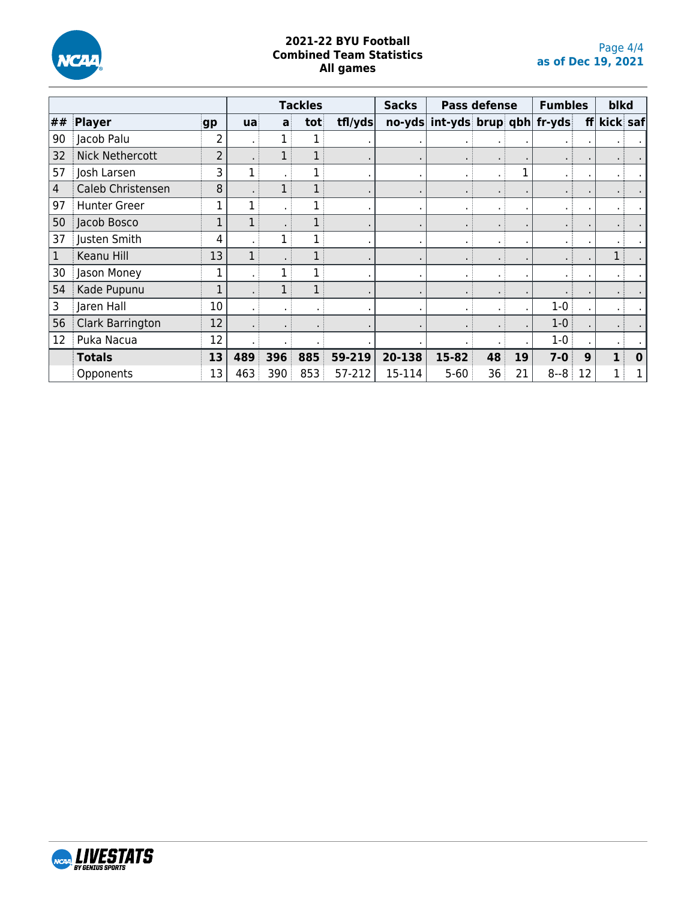**2021-22 BYU Football**
**Combined Team Statistics**
**All games**

as of Dec 19, 2021

| | | | Tackles | | | | Sacks | Pass defense | | | Fumbles | | blkd | |
|---|---|---|---|---|---|---|---|---|---|---|---|---|---|---|
| ## | Player | gp | ua | a | tot | tfl/yds | no-yds | int-yds | brup | qbh | fr-yds | ff | kick | saf |
| 90 | Jacob Palu | 2 | . | 1 | 1 | . | . | . | . | . | . | . | . | . |
| 32 | Nick Nethercott | 2 | . | 1 | 1 | . | . | . | . | . | . | . | . | . |
| 57 | Josh Larsen | 3 | 1 | . | 1 | . | . | . | . | 1 | . | . | . | . |
| 4 | Caleb Christensen | 8 | . | 1 | 1 | . | . | . | . | . | . | . | . | . |
| 97 | Hunter Greer | 1 | 1 | . | 1 | . | . | . | . | . | . | . | . | . |
| 50 | Jacob Bosco | 1 | 1 | . | 1 | . | . | . | . | . | . | . | . | . |
| 37 | Justen Smith | 4 | . | 1 | 1 | . | . | . | . | . | . | . | . | . |
| 1 | Keanu Hill | 13 | 1 | . | 1 | . | . | . | . | . | . | . | 1 | . |
| 30 | Jason Money | 1 | . | 1 | 1 | . | . | . | . | . | . | . | . | . |
| 54 | Kade Pupunu | 1 | . | 1 | 1 | . | . | . | . | . | . | . | . | . |
| 3 | Jaren Hall | 10 | . | . | . | . | . | . | . | . | 1-0 | . | . | . |
| 56 | Clark Barrington | 12 | . | . | . | . | . | . | . | . | 1-0 | . | . | . |
| 12 | Puka Nacua | 12 | . | . | . | . | . | . | . | . | 1-0 | . | . | . |
| | **Totals** | **13** | **489** | **396** | **885** | **59-219** | **20-138** | **15-82** | **48** | **19** | **7-0** | **9** | **1** | **0** |
| | Opponents | 13 | 463 | 390 | 853 | 57-212 | 15-114 | 5-60 | 36 | 21 | 8--8 | 12 | 1 | 1 |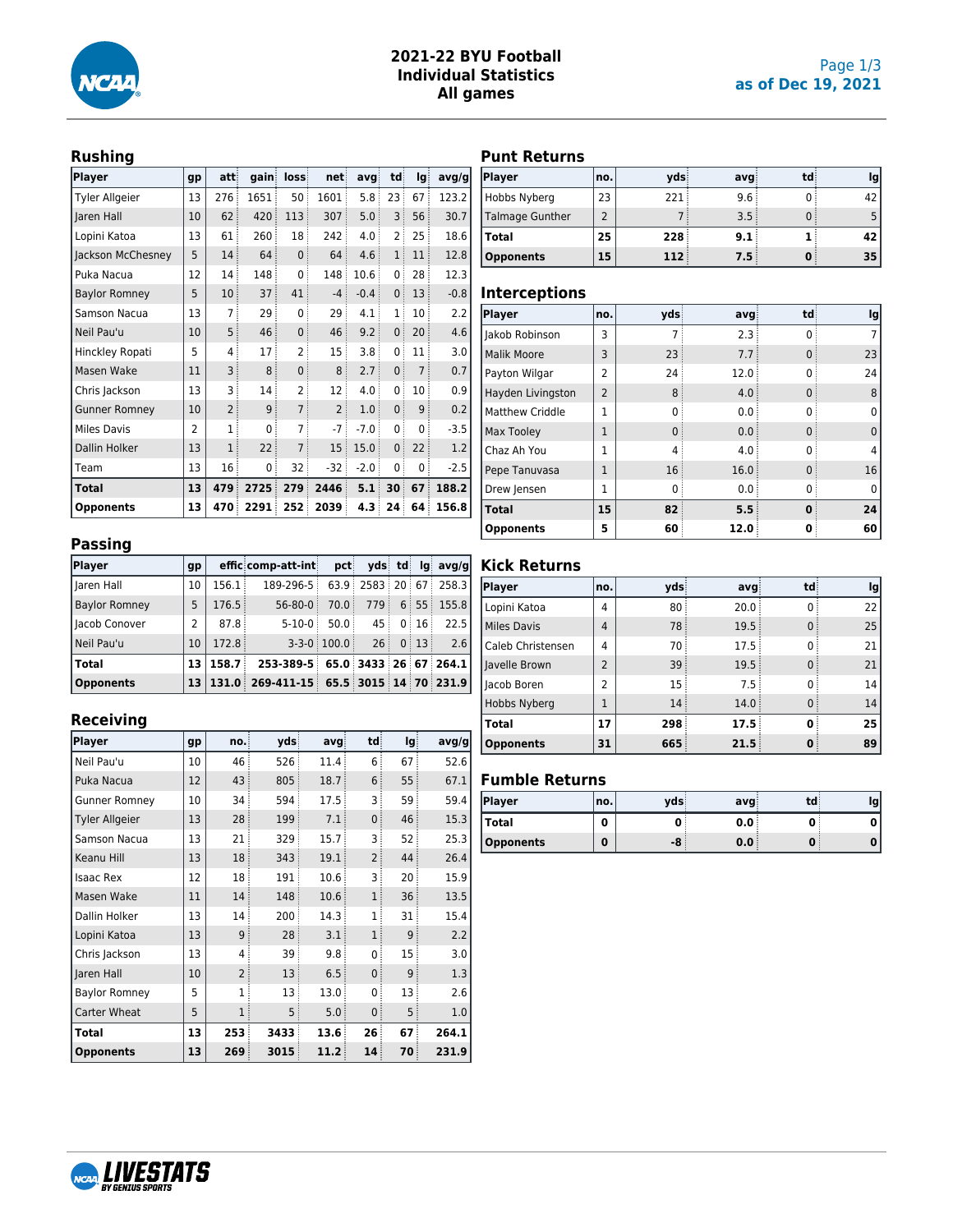# 2021-22 BYU Football
## Individual Statistics
## All games

as of Dec 19, 2021

### Rushing

| Player | gp | att | gain | loss | net | avg | td | lg | avg/g |
|---|---|---|---|---|---|---|---|---|---|
| Tyler Allgeier | 13 | 276 | 1651 | 50 | 1601 | 5.8 | 23 | 67 | 123.2 |
| Jaren Hall | 10 | 62 | 420 | 113 | 307 | 5.0 | 3 | 56 | 30.7 |
| Lopini Katoa | 13 | 61 | 260 | 18 | 242 | 4.0 | 2 | 25 | 18.6 |
| Jackson McChesney | 5 | 14 | 64 | 0 | 64 | 4.6 | 1 | 11 | 12.8 |
| Puka Nacua | 12 | 14 | 148 | 0 | 148 | 10.6 | 0 | 28 | 12.3 |
| Baylor Romney | 5 | 10 | 37 | 41 | -4 | -0.4 | 0 | 13 | -0.8 |
| Samson Nacua | 13 | 7 | 29 | 0 | 29 | 4.1 | 1 | 10 | 2.2 |
| Neil Pau'u | 10 | 5 | 46 | 0 | 46 | 9.2 | 0 | 20 | 4.6 |
| Hinckley Ropati | 5 | 4 | 17 | 2 | 15 | 3.8 | 0 | 11 | 3.0 |
| Masen Wake | 11 | 3 | 8 | 0 | 8 | 2.7 | 0 | 7 | 0.7 |
| Chris Jackson | 13 | 3 | 14 | 2 | 12 | 4.0 | 0 | 10 | 0.9 |
| Gunner Romney | 10 | 2 | 9 | 7 | 2 | 1.0 | 0 | 9 | 0.2 |
| Miles Davis | 2 | 1 | 0 | 7 | -7 | -7.0 | 0 | 0 | -3.5 |
| Dallin Holker | 13 | 1 | 22 | 7 | 15 | 15.0 | 0 | 22 | 1.2 |
| Team | 13 | 16 | 0 | 32 | -32 | -2.0 | 0 | 0 | -2.5 |
| **Total** | **13** | **479** | **2725** | **279** | **2446** | **5.1** | **30** | **67** | **188.2** |
| **Opponents** | **13** | **470** | **2291** | **252** | **2039** | **4.3** | **24** | **64** | **156.8** |

### Passing

| Player | gp | effic | comp-att-int | pct | yds | td | lg | avg/g |
|---|---|---|---|---|---|---|---|---|
| Jaren Hall | 10 | 156.1 | 189-296-5 | 63.9 | 2583 | 20 | 67 | 258.3 |
| Baylor Romney | 5 | 176.5 | 56-80-0 | 70.0 | 779 | 6 | 55 | 155.8 |
| Jacob Conover | 2 | 87.8 | 5-10-0 | 50.0 | 45 | 0 | 16 | 22.5 |
| Neil Pau'u | 10 | 172.8 | 3-3-0 | 100.0 | 26 | 0 | 13 | 2.6 |
| **Total** | **13** | **158.7** | **253-389-5** | **65.0** | **3433** | **26** | **67** | **264.1** |
| **Opponents** | **13** | **131.0** | **269-411-15** | **65.5** | **3015** | **14** | **70** | **231.9** |

### Receiving

| Player | gp | no. | yds | avg | td | lg | avg/g |
|---|---|---|---|---|---|---|---|
| Neil Pau'u | 10 | 46 | 526 | 11.4 | 6 | 67 | 52.6 |
| Puka Nacua | 12 | 43 | 805 | 18.7 | 6 | 55 | 67.1 |
| Gunner Romney | 10 | 34 | 594 | 17.5 | 3 | 59 | 59.4 |
| Tyler Allgeier | 13 | 28 | 199 | 7.1 | 0 | 46 | 15.3 |
| Samson Nacua | 13 | 21 | 329 | 15.7 | 3 | 52 | 25.3 |
| Keanu Hill | 13 | 18 | 343 | 19.1 | 2 | 44 | 26.4 |
| Isaac Rex | 12 | 18 | 191 | 10.6 | 3 | 20 | 15.9 |
| Masen Wake | 11 | 14 | 148 | 10.6 | 1 | 36 | 13.5 |
| Dallin Holker | 13 | 14 | 200 | 14.3 | 1 | 31 | 15.4 |
| Lopini Katoa | 13 | 9 | 28 | 3.1 | 1 | 9 | 2.2 |
| Chris Jackson | 13 | 4 | 39 | 9.8 | 0 | 15 | 3.0 |
| Jaren Hall | 10 | 2 | 13 | 6.5 | 0 | 9 | 1.3 |
| Baylor Romney | 5 | 1 | 13 | 13.0 | 0 | 13 | 2.6 |
| Carter Wheat | 5 | 1 | 5 | 5.0 | 0 | 5 | 1.0 |
| **Total** | **13** | **253** | **3433** | **13.6** | **26** | **67** | **264.1** |
| **Opponents** | **13** | **269** | **3015** | **11.2** | **14** | **70** | **231.9** |

### Punt Returns

| Player | no. | yds | avg | td | lg |
|---|---|---|---|---|---|
| Hobbs Nyberg | 23 | 221 | 9.6 | 0 | 42 |
| Talmage Gunther | 2 | 7 | 3.5 | 0 | 5 |
| **Total** | **25** | **228** | **9.1** | **1** | **42** |
| **Opponents** | **15** | **112** | **7.5** | **0** | **35** |

### Interceptions

| Player | no. | yds | avg | td | lg |
|---|---|---|---|---|---|
| Jakob Robinson | 3 | 7 | 2.3 | 0 | 7 |
| Malik Moore | 3 | 23 | 7.7 | 0 | 23 |
| Payton Wilgar | 2 | 24 | 12.0 | 0 | 24 |
| Hayden Livingston | 2 | 8 | 4.0 | 0 | 8 |
| Matthew Criddle | 1 | 0 | 0.0 | 0 | 0 |
| Max Tooley | 1 | 0 | 0.0 | 0 | 0 |
| Chaz Ah You | 1 | 4 | 4.0 | 0 | 4 |
| Pepe Tanuvasa | 1 | 16 | 16.0 | 0 | 16 |
| Drew Jensen | 1 | 0 | 0.0 | 0 | 0 |
| **Total** | **15** | **82** | **5.5** | **0** | **24** |
| **Opponents** | **5** | **60** | **12.0** | **0** | **60** |

### Kick Returns

| Player | no. | yds | avg | td | lg |
|---|---|---|---|---|---|
| Lopini Katoa | 4 | 80 | 20.0 | 0 | 22 |
| Miles Davis | 4 | 78 | 19.5 | 0 | 25 |
| Caleb Christensen | 4 | 70 | 17.5 | 0 | 21 |
| Javelle Brown | 2 | 39 | 19.5 | 0 | 21 |
| Jacob Boren | 2 | 15 | 7.5 | 0 | 14 |
| Hobbs Nyberg | 1 | 14 | 14.0 | 0 | 14 |
| **Total** | **17** | **298** | **17.5** | **0** | **25** |
| **Opponents** | **31** | **665** | **21.5** | **0** | **89** |

### Fumble Returns

| Player | no. | yds | avg | td | lg |
|---|---|---|---|---|---|
| **Total** | **0** | **0** | **0.0** | **0** | **0** |
| **Opponents** | **0** | **-8** | **0.0** | **0** | **0** |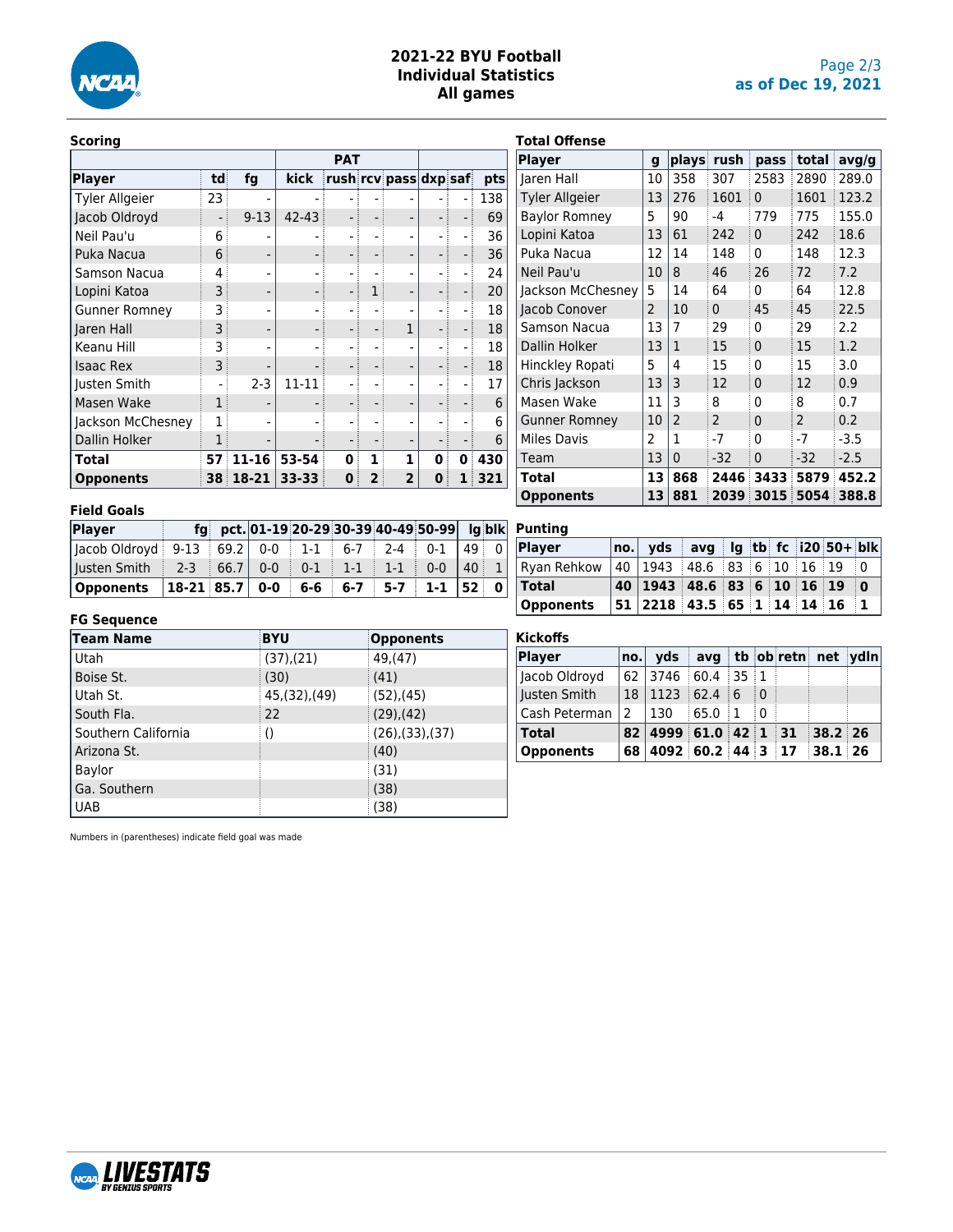# 2021-22 BYU Football
## Individual Statistics
## All games

as of Dec 19, 2021

### Scoring

| | | | PAT | | | | | | |
|---|---|---|---|---|---|---|---|---|---|
| **Player** | **td** | **fg** | **kick** | **rush** | **rcv** | **pass** | **dxp** | **saf** | **pts** |
| Tyler Allgeier | 23 | - | - | - | - | - | - | - | 138 |
| Jacob Oldroyd | - | 9-13 | 42-43 | - | - | - | - | - | 69 |
| Neil Pau'u | 6 | - | - | - | - | - | - | - | 36 |
| Puka Nacua | 6 | - | - | - | - | - | - | - | 36 |
| Samson Nacua | 4 | - | - | - | - | - | - | - | 24 |
| Lopini Katoa | 3 | - | - | - | 1 | - | - | - | 20 |
| Gunner Romney | 3 | - | - | - | - | - | - | - | 18 |
| Jaren Hall | 3 | - | - | - | - | 1 | - | - | 18 |
| Keanu Hill | 3 | - | - | - | - | - | - | - | 18 |
| Isaac Rex | 3 | - | - | - | - | - | - | - | 18 |
| Justen Smith | - | 2-3 | 11-11 | - | - | - | - | - | 17 |
| Masen Wake | 1 | - | - | - | - | - | - | - | 6 |
| Jackson McChesney | 1 | - | - | - | - | - | - | - | 6 |
| Dallin Holker | 1 | - | - | - | - | - | - | - | 6 |
| **Total** | **57** | **11-16** | **53-54** | **0** | **1** | **1** | **0** | **0** | **430** |
| **Opponents** | **38** | **18-21** | **33-33** | **0** | **2** | **2** | **0** | **1** | **321** |

### Field Goals

| Player | fg | pct. | 01-19 | 20-29 | 30-39 | 40-49 | 50-99 | lg | blk |
|---|---|---|---|---|---|---|---|---|---|
| Jacob Oldroyd | 9-13 | 69.2 | 0-0 | 1-1 | 6-7 | 2-4 | 0-1 | 49 | 0 |
| Justen Smith | 2-3 | 66.7 | 0-0 | 0-1 | 1-1 | 1-1 | 0-0 | 40 | 1 |
| **Opponents** | **18-21** | **85.7** | **0-0** | **6-6** | **6-7** | **5-7** | **1-1** | **52** | **0** |

### FG Sequence

| Team Name | BYU | Opponents |
|---|---|---|
| Utah | (37),(21) | 49,(47) |
| Boise St. | (30) | (41) |
| Utah St. | 45,(32),(49) | (52),(45) |
| South Fla. | 22 | (29),(42) |
| Southern California | () | (26),(33),(37) |
| Arizona St. | | (40) |
| Baylor | | (31) |
| Ga. Southern | | (38) |
| UAB | | (38) |

Numbers in (parentheses) indicate field goal was made

### Total Offense

| Player | g | plays | rush | pass | total | avg/g |
|---|---|---|---|---|---|---|
| Jaren Hall | 10 | 358 | 307 | 2583 | 2890 | 289.0 |
| Tyler Allgeier | 13 | 276 | 1601 | 0 | 1601 | 123.2 |
| Baylor Romney | 5 | 90 | -4 | 779 | 775 | 155.0 |
| Lopini Katoa | 13 | 61 | 242 | 0 | 242 | 18.6 |
| Puka Nacua | 12 | 14 | 148 | 0 | 148 | 12.3 |
| Neil Pau'u | 10 | 8 | 46 | 26 | 72 | 7.2 |
| Jackson McChesney | 5 | 14 | 64 | 0 | 64 | 12.8 |
| Jacob Conover | 2 | 10 | 0 | 45 | 45 | 22.5 |
| Samson Nacua | 13 | 7 | 29 | 0 | 29 | 2.2 |
| Dallin Holker | 13 | 1 | 15 | 0 | 15 | 1.2 |
| Hinckley Ropati | 5 | 4 | 15 | 0 | 15 | 3.0 |
| Chris Jackson | 13 | 3 | 12 | 0 | 12 | 0.9 |
| Masen Wake | 11 | 3 | 8 | 0 | 8 | 0.7 |
| Gunner Romney | 10 | 2 | 2 | 0 | 2 | 0.2 |
| Miles Davis | 2 | 1 | -7 | 0 | -7 | -3.5 |
| Team | 13 | 0 | -32 | 0 | -32 | -2.5 |
| **Total** | **13** | **868** | **2446** | **3433** | **5879** | **452.2** |
| **Opponents** | **13** | **881** | **2039** | **3015** | **5054** | **388.8** |

### Punting

| Player | no. | yds | avg | lg | tb | fc | i20 | 50+ | blk |
|---|---|---|---|---|---|---|---|---|---|
| Ryan Rehkow | 40 | 1943 | 48.6 | 83 | 6 | 10 | 16 | 19 | 0 |
| **Total** | **40** | **1943** | **48.6** | **83** | **6** | **10** | **16** | **19** | **0** |
| **Opponents** | **51** | **2218** | **43.5** | **65** | **1** | **14** | **14** | **16** | **1** |

### Kickoffs

| Player | no. | yds | avg | tb | ob | retn | net | ydln |
|---|---|---|---|---|---|---|---|---|
| Jacob Oldroyd | 62 | 3746 | 60.4 | 35 | 1 | | | |
| Justen Smith | 18 | 1123 | 62.4 | 6 | 0 | | | |
| Cash Peterman | 2 | 130 | 65.0 | 1 | 0 | | | |
| **Total** | **82** | **4999** | **61.0** | **42** | **1** | **31** | **38.2** | **26** |
| **Opponents** | **68** | **4092** | **60.2** | **44** | **3** | **17** | **38.1** | **26** |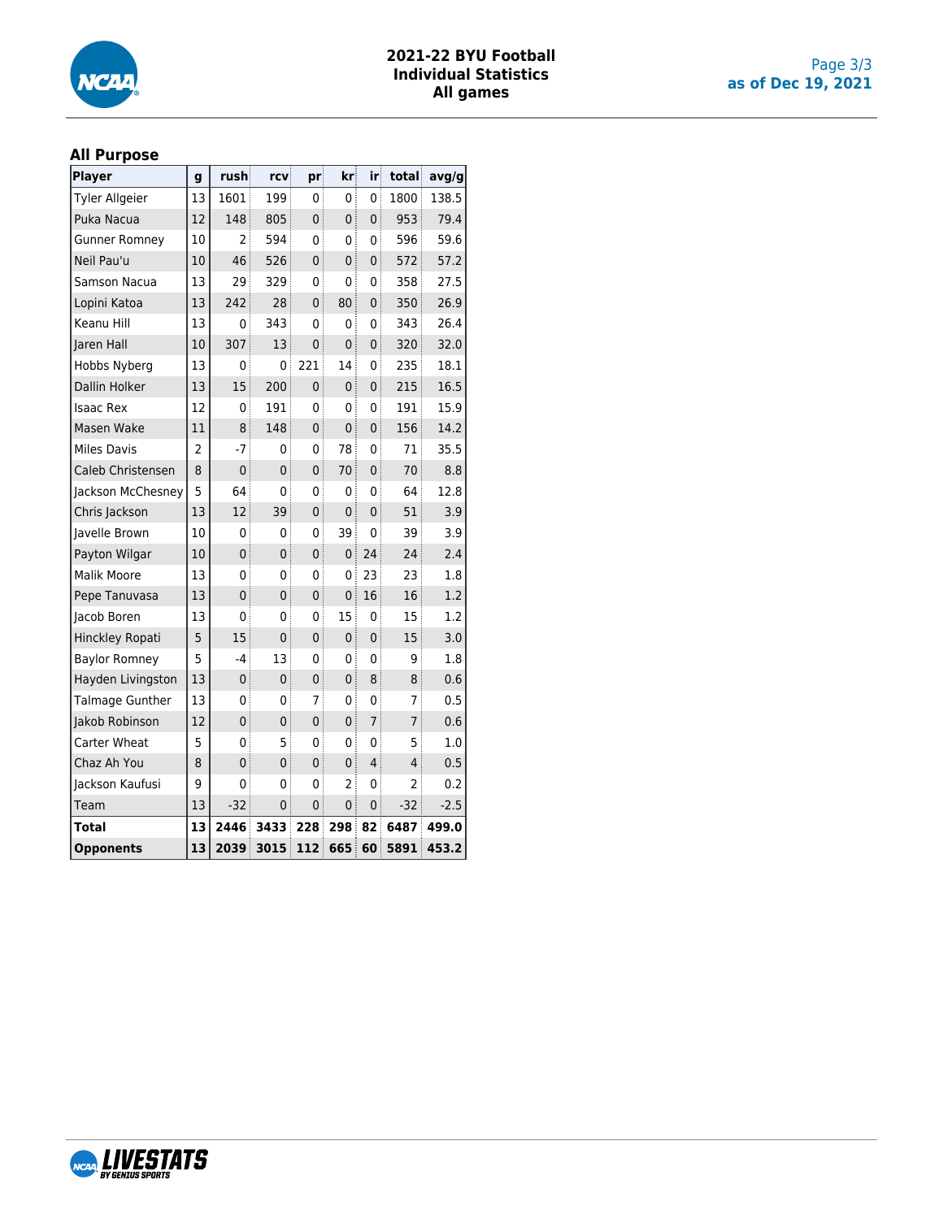# 2021-22 BYU Football
## Individual Statistics
### All games

as of Dec 19, 2021

### All Purpose

| Player | g | rush | rcv | pr | kr | ir | total | avg/g |
|---|---|---|---|---|---|---|---|---|
| Tyler Allgeier | 13 | 1601 | 199 | 0 | 0 | 0 | 1800 | 138.5 |
| Puka Nacua | 12 | 148 | 805 | 0 | 0 | 0 | 953 | 79.4 |
| Gunner Romney | 10 | 2 | 594 | 0 | 0 | 0 | 596 | 59.6 |
| Neil Pau'u | 10 | 46 | 526 | 0 | 0 | 0 | 572 | 57.2 |
| Samson Nacua | 13 | 29 | 329 | 0 | 0 | 0 | 358 | 27.5 |
| Lopini Katoa | 13 | 242 | 28 | 0 | 80 | 0 | 350 | 26.9 |
| Keanu Hill | 13 | 0 | 343 | 0 | 0 | 0 | 343 | 26.4 |
| Jaren Hall | 10 | 307 | 13 | 0 | 0 | 0 | 320 | 32.0 |
| Hobbs Nyberg | 13 | 0 | 0 | 221 | 14 | 0 | 235 | 18.1 |
| Dallin Holker | 13 | 15 | 200 | 0 | 0 | 0 | 215 | 16.5 |
| Isaac Rex | 12 | 0 | 191 | 0 | 0 | 0 | 191 | 15.9 |
| Masen Wake | 11 | 8 | 148 | 0 | 0 | 0 | 156 | 14.2 |
| Miles Davis | 2 | -7 | 0 | 0 | 78 | 0 | 71 | 35.5 |
| Caleb Christensen | 8 | 0 | 0 | 0 | 70 | 0 | 70 | 8.8 |
| Jackson McChesney | 5 | 64 | 0 | 0 | 0 | 0 | 64 | 12.8 |
| Chris Jackson | 13 | 12 | 39 | 0 | 0 | 0 | 51 | 3.9 |
| Javelle Brown | 10 | 0 | 0 | 0 | 39 | 0 | 39 | 3.9 |
| Payton Wilgar | 10 | 0 | 0 | 0 | 0 | 24 | 24 | 2.4 |
| Malik Moore | 13 | 0 | 0 | 0 | 0 | 23 | 23 | 1.8 |
| Pepe Tanuvasa | 13 | 0 | 0 | 0 | 0 | 16 | 16 | 1.2 |
| Jacob Boren | 13 | 0 | 0 | 0 | 15 | 0 | 15 | 1.2 |
| Hinckley Ropati | 5 | 15 | 0 | 0 | 0 | 0 | 15 | 3.0 |
| Baylor Romney | 5 | -4 | 13 | 0 | 0 | 0 | 9 | 1.8 |
| Hayden Livingston | 13 | 0 | 0 | 0 | 0 | 8 | 8 | 0.6 |
| Talmage Gunther | 13 | 0 | 0 | 7 | 0 | 0 | 7 | 0.5 |
| Jakob Robinson | 12 | 0 | 0 | 0 | 0 | 7 | 7 | 0.6 |
| Carter Wheat | 5 | 0 | 5 | 0 | 0 | 0 | 5 | 1.0 |
| Chaz Ah You | 8 | 0 | 0 | 0 | 0 | 4 | 4 | 0.5 |
| Jackson Kaufusi | 9 | 0 | 0 | 0 | 2 | 0 | 2 | 0.2 |
| Team | 13 | -32 | 0 | 0 | 0 | 0 | -32 | -2.5 |
| **Total** | **13** | **2446** | **3433** | **228** | **298** | **82** | **6487** | **499.0** |
| **Opponents** | **13** | **2039** | **3015** | **112** | **665** | **60** | **5891** | **453.2** |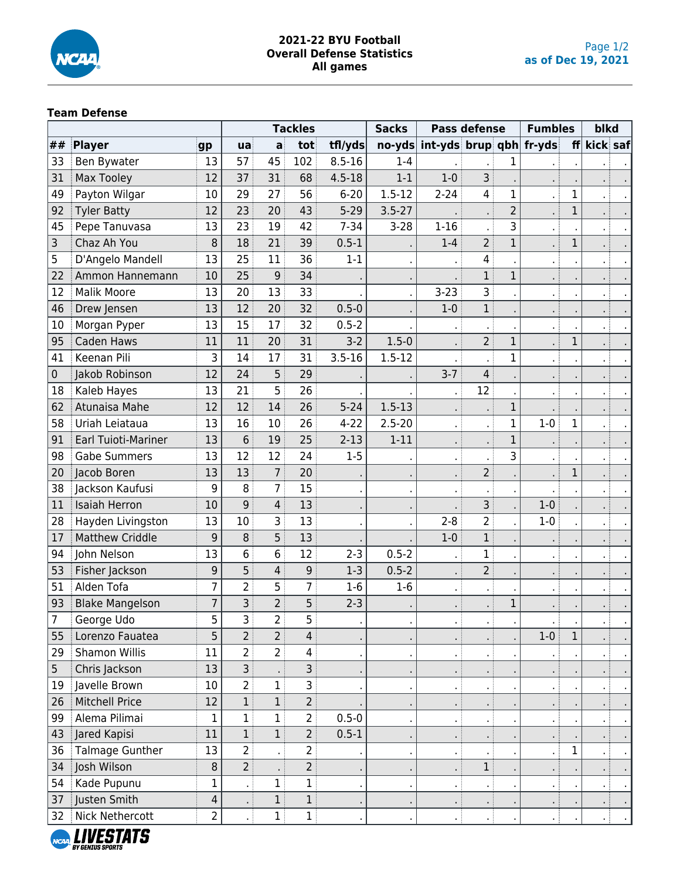# 2021-22 BYU Football
## Overall Defense Statistics
### All games

as of Dec 19, 2021

**Team Defense**

| | | | Tackles | | | | Sacks | Pass defense | | | Fumbles | | blkd | |
|---|---|---|---|---|---|---|---|---|---|---|---|---|---|---|
| ## | Player | gp | ua | a | tot | tfl/yds | no-yds | int-yds | brup | qbh | fr-yds | ff | kick | saf |
| 33 | Ben Bywater | 13 | 57 | 45 | 102 | 8.5-16 | 1-4 | . | . | 1 | . | . | . | . |
| 31 | Max Tooley | 12 | 37 | 31 | 68 | 4.5-18 | 1-1 | 1-0 | 3 | . | . | . | . | . |
| 49 | Payton Wilgar | 10 | 29 | 27 | 56 | 6-20 | 1.5-12 | 2-24 | 4 | 1 | . | 1 | . | . |
| 92 | Tyler Batty | 12 | 23 | 20 | 43 | 5-29 | 3.5-27 | . | . | 2 | . | 1 | . | . |
| 45 | Pepe Tanuvasa | 13 | 23 | 19 | 42 | 7-34 | 3-28 | 1-16 | . | 3 | . | . | . | . |
| 3 | Chaz Ah You | 8 | 18 | 21 | 39 | 0.5-1 | . | 1-4 | 2 | 1 | . | 1 | . | . |
| 5 | D'Angelo Mandell | 13 | 25 | 11 | 36 | 1-1 | . | . | 4 | . | . | . | . | . |
| 22 | Ammon Hannemann | 10 | 25 | 9 | 34 | . | . | . | 1 | 1 | . | . | . | . |
| 12 | Malik Moore | 13 | 20 | 13 | 33 | . | . | 3-23 | 3 | . | . | . | . | . |
| 46 | Drew Jensen | 13 | 12 | 20 | 32 | 0.5-0 | . | 1-0 | 1 | . | . | . | . | . |
| 10 | Morgan Pyper | 13 | 15 | 17 | 32 | 0.5-2 | . | . | . | . | . | . | . | . |
| 95 | Caden Haws | 11 | 11 | 20 | 31 | 3-2 | 1.5-0 | . | 2 | 1 | . | 1 | . | . |
| 41 | Keenan Pili | 3 | 14 | 17 | 31 | 3.5-16 | 1.5-12 | . | . | 1 | . | . | . | . |
| 0 | Jakob Robinson | 12 | 24 | 5 | 29 | . | . | 3-7 | 4 | . | . | . | . | . |
| 18 | Kaleb Hayes | 13 | 21 | 5 | 26 | . | . | . | 12 | . | . | . | . | . |
| 62 | Atunaisa Mahe | 12 | 12 | 14 | 26 | 5-24 | 1.5-13 | . | . | 1 | . | . | . | . |
| 58 | Uriah Leiataua | 13 | 16 | 10 | 26 | 4-22 | 2.5-20 | . | . | 1 | 1-0 | 1 | . | . |
| 91 | Earl Tuioti-Mariner | 13 | 6 | 19 | 25 | 2-13 | 1-11 | . | . | 1 | . | . | . | . |
| 98 | Gabe Summers | 13 | 12 | 12 | 24 | 1-5 | . | . | . | 3 | . | . | . | . |
| 20 | Jacob Boren | 13 | 13 | 7 | 20 | . | . | . | 2 | . | . | 1 | . | . |
| 38 | Jackson Kaufusi | 9 | 8 | 7 | 15 | . | . | . | . | . | . | . | . | . |
| 11 | Isaiah Herron | 10 | 9 | 4 | 13 | . | . | . | 3 | . | 1-0 | . | . | . |
| 28 | Hayden Livingston | 13 | 10 | 3 | 13 | . | . | 2-8 | 2 | . | 1-0 | . | . | . |
| 17 | Matthew Criddle | 9 | 8 | 5 | 13 | . | . | 1-0 | 1 | . | . | . | . | . |
| 94 | John Nelson | 13 | 6 | 6 | 12 | 2-3 | 0.5-2 | . | 1 | . | . | . | . | . |
| 53 | Fisher Jackson | 9 | 5 | 4 | 9 | 1-3 | 0.5-2 | . | 2 | . | . | . | . | . |
| 51 | Alden Tofa | 7 | 2 | 5 | 7 | 1-6 | 1-6 | . | . | . | . | . | . | . |
| 93 | Blake Mangelson | 7 | 3 | 2 | 5 | 2-3 | . | . | . | 1 | . | . | . | . |
| 7 | George Udo | 5 | 3 | 2 | 5 | . | . | . | . | . | . | . | . | . |
| 55 | Lorenzo Fauatea | 5 | 2 | 2 | 4 | . | . | . | . | . | 1-0 | 1 | . | . |
| 29 | Shamon Willis | 11 | 2 | 2 | 4 | . | . | . | . | . | . | . | . | . |
| 5 | Chris Jackson | 13 | 3 | . | 3 | . | . | . | . | . | . | . | . | . |
| 19 | Javelle Brown | 10 | 2 | 1 | 3 | . | . | . | . | . | . | . | . | . |
| 26 | Mitchell Price | 12 | 1 | 1 | 2 | . | . | . | . | . | . | . | . | . |
| 99 | Alema Pilimai | 1 | 1 | 1 | 2 | 0.5-0 | . | . | . | . | . | . | . | . |
| 43 | Jared Kapisi | 11 | 1 | 1 | 2 | 0.5-1 | . | . | . | . | . | . | . | . |
| 36 | Talmage Gunther | 13 | 2 | . | 2 | . | . | . | . | . | . | 1 | . | . |
| 34 | Josh Wilson | 8 | 2 | . | 2 | . | . | . | 1 | . | . | . | . | . |
| 54 | Kade Pupunu | 1 | . | 1 | 1 | . | . | . | . | . | . | . | . | . |
| 37 | Justen Smith | 4 | . | 1 | 1 | . | . | . | . | . | . | . | . | . |
| 32 | Nick Nethercott | 2 | . | 1 | 1 | . | . | . | . | . | . | . | . | . |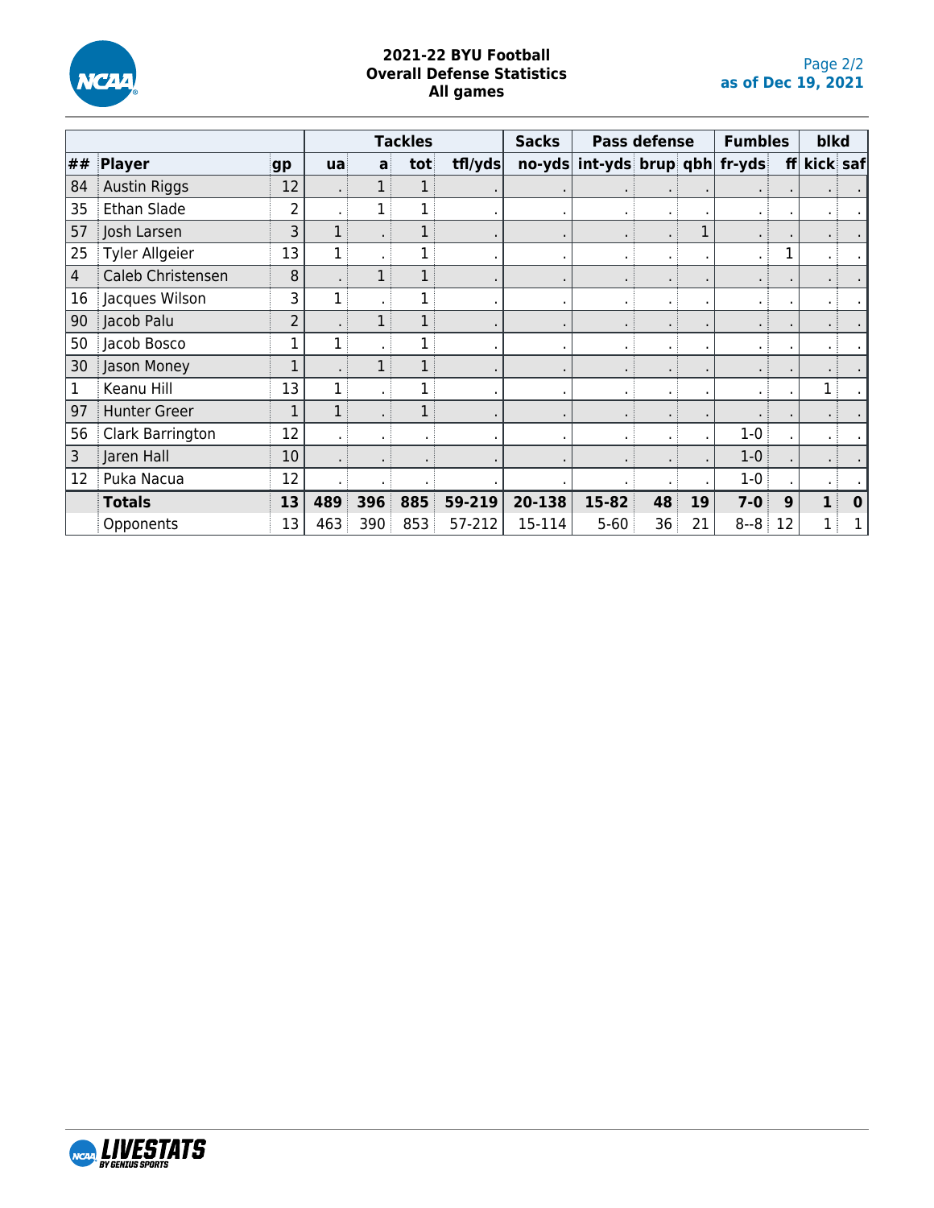# 2021-22 BYU Football
## Overall Defense Statistics
### All games

as of Dec 19, 2021

| | | | Tackles | | | | Sacks | Pass defense | | | Fumbles | | blkd | |
|---|---|---|---|---|---|---|---|---|---|---|---|---|---|---|
| ## | Player | gp | ua | a | tot | tfl/yds | no-yds | int-yds | brup | qbh | fr-yds | ff | kick | saf |
| 84 | Austin Riggs | 12 | . | 1 | 1 | . | . | . | . | . | . | . | . | . |
| 35 | Ethan Slade | 2 | . | 1 | 1 | . | . | . | . | . | . | . | . | . |
| 57 | Josh Larsen | 3 | 1 | . | 1 | . | . | . | . | 1 | . | . | . | . |
| 25 | Tyler Allgeier | 13 | 1 | . | 1 | . | . | . | . | . | . | 1 | . | . |
| 4 | Caleb Christensen | 8 | . | 1 | 1 | . | . | . | . | . | . | . | . | . |
| 16 | Jacques Wilson | 3 | 1 | . | 1 | . | . | . | . | . | . | . | . | . |
| 90 | Jacob Palu | 2 | . | 1 | 1 | . | . | . | . | . | . | . | . | . |
| 50 | Jacob Bosco | 1 | 1 | . | 1 | . | . | . | . | . | . | . | . | . |
| 30 | Jason Money | 1 | . | 1 | 1 | . | . | . | . | . | . | . | . | . |
| 1 | Keanu Hill | 13 | 1 | . | 1 | . | . | . | . | . | . | . | 1 | . |
| 97 | Hunter Greer | 1 | 1 | . | 1 | . | . | . | . | . | . | . | . | . |
| 56 | Clark Barrington | 12 | . | . | . | . | . | . | . | . | 1-0 | . | . | . |
| 3 | Jaren Hall | 10 | . | . | . | . | . | . | . | . | 1-0 | . | . | . |
| 12 | Puka Nacua | 12 | . | . | . | . | . | . | . | . | 1-0 | . | . | . |
| | **Totals** | **13** | **489** | **396** | **885** | **59-219** | **20-138** | **15-82** | **48** | **19** | **7-0** | **9** | **1** | **0** |
| | Opponents | 13 | 463 | 390 | 853 | 57-212 | 15-114 | 5-60 | 36 | 21 | 8--8 | 12 | 1 | 1 |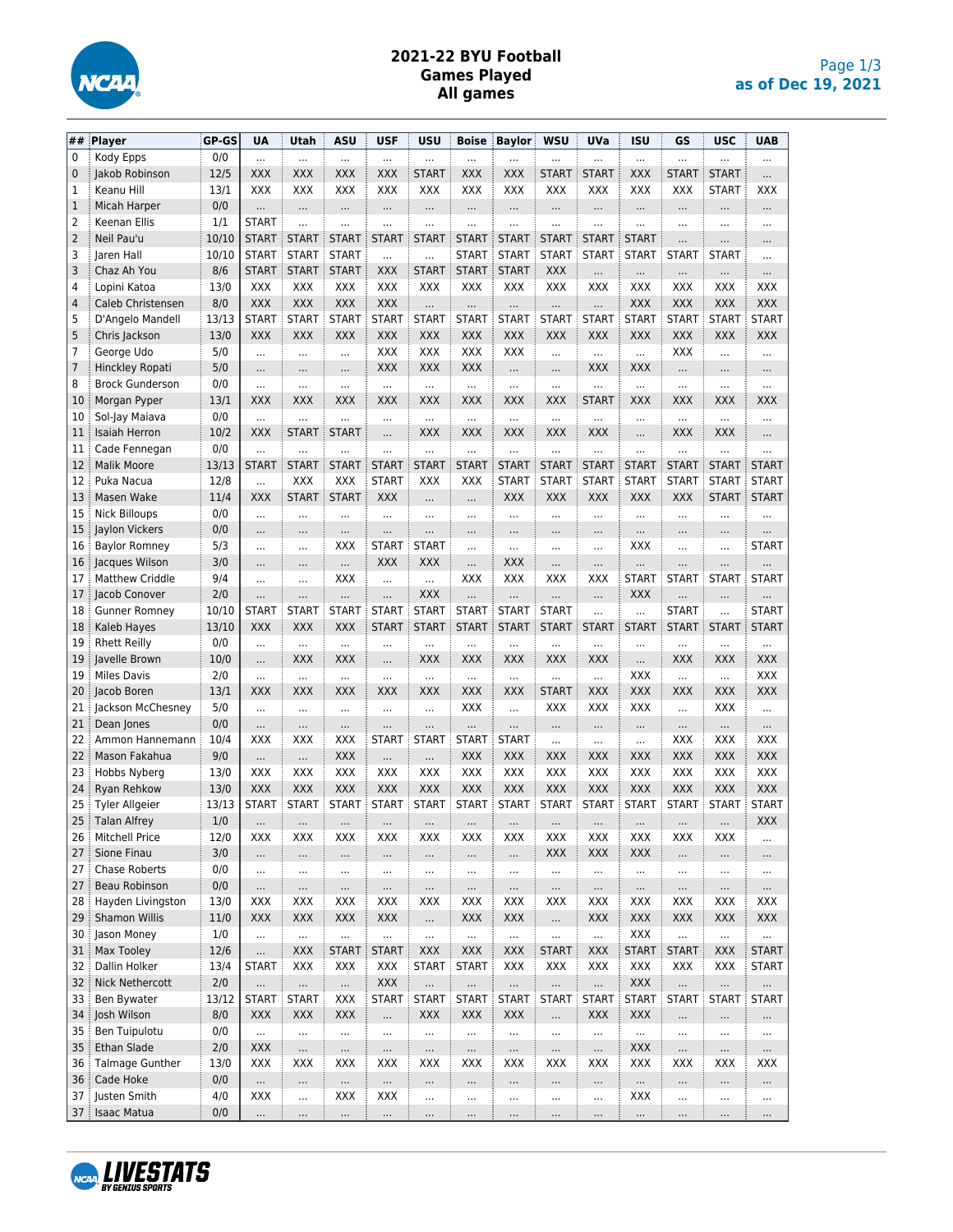# 2021-22 BYU Football
## Games Played
## All games

as of Dec 19, 2021

| ## | Player | GP-GS | UA | Utah | ASU | USF | USU | Boise | Baylor | WSU | UVa | ISU | GS | USC | UAB |
|---|---|---|---|---|---|---|---|---|---|---|---|---|---|---|---|
| 0 | Kody Epps | 0/0 | ... | ... | ... | ... | ... | ... | ... | ... | ... | ... | ... | ... | ... |
| 0 | Jakob Robinson | 12/5 | XXX | XXX | XXX | XXX | START | XXX | XXX | START | START | XXX | START | START | ... |
| 1 | Keanu Hill | 13/1 | XXX | XXX | XXX | XXX | XXX | XXX | XXX | XXX | XXX | XXX | XXX | START | XXX |
| 1 | Micah Harper | 0/0 | ... | ... | ... | ... | ... | ... | ... | ... | ... | ... | ... | ... | ... |
| 2 | Keenan Ellis | 1/1 | START | ... | ... | ... | ... | ... | ... | ... | ... | ... | ... | ... | ... |
| 2 | Neil Pau'u | 10/10 | START | START | START | START | START | START | START | START | START | START | ... | ... | ... |
| 3 | Jaren Hall | 10/10 | START | START | START | ... | ... | START | START | START | START | START | START | START | ... |
| 3 | Chaz Ah You | 8/6 | START | START | START | XXX | START | START | START | XXX | ... | ... | ... | ... | ... |
| 4 | Lopini Katoa | 13/0 | XXX | XXX | XXX | XXX | XXX | XXX | XXX | XXX | XXX | XXX | XXX | XXX | XXX |
| 4 | Caleb Christensen | 8/0 | XXX | XXX | XXX | XXX | ... | ... | ... | ... | ... | XXX | XXX | XXX | XXX |
| 5 | D'Angelo Mandell | 13/13 | START | START | START | START | START | START | START | START | START | START | START | START | START |
| 5 | Chris Jackson | 13/0 | XXX | XXX | XXX | XXX | XXX | XXX | XXX | XXX | XXX | XXX | XXX | XXX | XXX |
| 7 | George Udo | 5/0 | ... | ... | ... | XXX | XXX | XXX | XXX | ... | ... | ... | XXX | ... | ... |
| 7 | Hinckley Ropati | 5/0 | ... | ... | ... | XXX | XXX | XXX | ... | ... | XXX | XXX | ... | ... | ... |
| 8 | Brock Gunderson | 0/0 | ... | ... | ... | ... | ... | ... | ... | ... | ... | ... | ... | ... | ... |
| 10 | Morgan Pyper | 13/1 | XXX | XXX | XXX | XXX | XXX | XXX | XXX | XXX | START | XXX | XXX | XXX | XXX |
| 10 | Sol-Jay Maiava | 0/0 | ... | ... | ... | ... | ... | ... | ... | ... | ... | ... | ... | ... | ... |
| 11 | Isaiah Herron | 10/2 | XXX | START | START | ... | XXX | XXX | XXX | XXX | XXX | ... | XXX | XXX | ... |
| 11 | Cade Fennegan | 0/0 | ... | ... | ... | ... | ... | ... | ... | ... | ... | ... | ... | ... | ... |
| 12 | Malik Moore | 13/13 | START | START | START | START | START | START | START | START | START | START | START | START | START |
| 12 | Puka Nacua | 12/8 | ... | XXX | XXX | START | XXX | XXX | START | START | START | START | START | START | START |
| 13 | Masen Wake | 11/4 | XXX | START | START | XXX | ... | ... | XXX | XXX | XXX | XXX | XXX | START | START |
| 15 | Nick Billoups | 0/0 | ... | ... | ... | ... | ... | ... | ... | ... | ... | ... | ... | ... | ... |
| 15 | Jaylon Vickers | 0/0 | ... | ... | ... | ... | ... | ... | ... | ... | ... | ... | ... | ... | ... |
| 16 | Baylor Romney | 5/3 | ... | ... | XXX | START | START | ... | ... | ... | ... | XXX | ... | ... | START |
| 16 | Jacques Wilson | 3/0 | ... | ... | ... | XXX | XXX | ... | XXX | ... | ... | ... | ... | ... | ... |
| 17 | Matthew Criddle | 9/4 | ... | ... | XXX | ... | ... | XXX | XXX | XXX | XXX | START | START | START | START |
| 17 | Jacob Conover | 2/0 | ... | ... | ... | ... | XXX | ... | ... | ... | ... | XXX | ... | ... | ... |
| 18 | Gunner Romney | 10/10 | START | START | START | START | START | START | START | START | ... | ... | START | ... | START |
| 18 | Kaleb Hayes | 13/10 | XXX | XXX | XXX | START | START | START | START | START | START | START | START | START | START |
| 19 | Rhett Reilly | 0/0 | ... | ... | ... | ... | ... | ... | ... | ... | ... | ... | ... | ... | ... |
| 19 | Javelle Brown | 10/0 | ... | XXX | XXX | ... | XXX | XXX | XXX | XXX | XXX | ... | XXX | XXX | XXX |
| 19 | Miles Davis | 2/0 | ... | ... | ... | ... | ... | ... | ... | ... | ... | XXX | ... | ... | XXX |
| 20 | Jacob Boren | 13/1 | XXX | XXX | XXX | XXX | XXX | XXX | XXX | START | XXX | XXX | XXX | XXX | XXX |
| 21 | Jackson McChesney | 5/0 | ... | ... | ... | ... | ... | XXX | ... | XXX | XXX | XXX | ... | XXX | ... |
| 21 | Dean Jones | 0/0 | ... | ... | ... | ... | ... | ... | ... | ... | ... | ... | ... | ... | ... |
| 22 | Ammon Hannemann | 10/4 | XXX | XXX | XXX | START | START | START | START | ... | ... | ... | XXX | XXX | XXX |
| 22 | Mason Fakahua | 9/0 | ... | ... | XXX | ... | ... | XXX | XXX | XXX | XXX | XXX | XXX | XXX | XXX |
| 23 | Hobbs Nyberg | 13/0 | XXX | XXX | XXX | XXX | XXX | XXX | XXX | XXX | XXX | XXX | XXX | XXX | XXX |
| 24 | Ryan Rehkow | 13/0 | XXX | XXX | XXX | XXX | XXX | XXX | XXX | XXX | XXX | XXX | XXX | XXX | XXX |
| 25 | Tyler Allgeier | 13/13 | START | START | START | START | START | START | START | START | START | START | START | START | START |
| 25 | Talan Alfrey | 1/0 | ... | ... | ... | ... | ... | ... | ... | ... | ... | ... | ... | ... | XXX |
| 26 | Mitchell Price | 12/0 | XXX | XXX | XXX | XXX | XXX | XXX | XXX | XXX | XXX | XXX | XXX | XXX | ... |
| 27 | Sione Finau | 3/0 | ... | ... | ... | ... | ... | ... | ... | XXX | XXX | XXX | ... | ... | ... |
| 27 | Chase Roberts | 0/0 | ... | ... | ... | ... | ... | ... | ... | ... | ... | ... | ... | ... | ... |
| 27 | Beau Robinson | 0/0 | ... | ... | ... | ... | ... | ... | ... | ... | ... | ... | ... | ... | ... |
| 28 | Hayden Livingston | 13/0 | XXX | XXX | XXX | XXX | XXX | XXX | XXX | XXX | XXX | XXX | XXX | XXX | XXX |
| 29 | Shamon Willis | 11/0 | XXX | XXX | XXX | XXX | ... | XXX | XXX | ... | XXX | XXX | XXX | XXX | XXX |
| 30 | Jason Money | 1/0 | ... | ... | ... | ... | ... | ... | ... | ... | ... | XXX | ... | ... | ... |
| 31 | Max Tooley | 12/6 | ... | XXX | START | START | XXX | XXX | XXX | START | XXX | START | START | XXX | START |
| 32 | Dallin Holker | 13/4 | START | XXX | XXX | XXX | START | START | XXX | XXX | XXX | XXX | XXX | XXX | START |
| 32 | Nick Nethercott | 2/0 | ... | ... | ... | XXX | ... | ... | ... | ... | ... | XXX | ... | ... | ... |
| 33 | Ben Bywater | 13/12 | START | START | XXX | START | START | START | START | START | START | START | START | START | START |
| 34 | Josh Wilson | 8/0 | XXX | XXX | XXX | ... | XXX | XXX | XXX | ... | XXX | XXX | ... | ... | ... |
| 35 | Ben Tuipulotu | 0/0 | ... | ... | ... | ... | ... | ... | ... | ... | ... | ... | ... | ... | ... |
| 35 | Ethan Slade | 2/0 | XXX | ... | ... | ... | ... | ... | ... | ... | ... | XXX | ... | ... | ... |
| 36 | Talmage Gunther | 13/0 | XXX | XXX | XXX | XXX | XXX | XXX | XXX | XXX | XXX | XXX | XXX | XXX | XXX |
| 36 | Cade Hoke | 0/0 | ... | ... | ... | ... | ... | ... | ... | ... | ... | ... | ... | ... | ... |
| 37 | Justen Smith | 4/0 | XXX | ... | XXX | XXX | ... | ... | ... | ... | ... | XXX | ... | ... | ... |
| 37 | Isaac Matua | 0/0 | ... | ... | ... | ... | ... | ... | ... | ... | ... | ... | ... | ... | ... |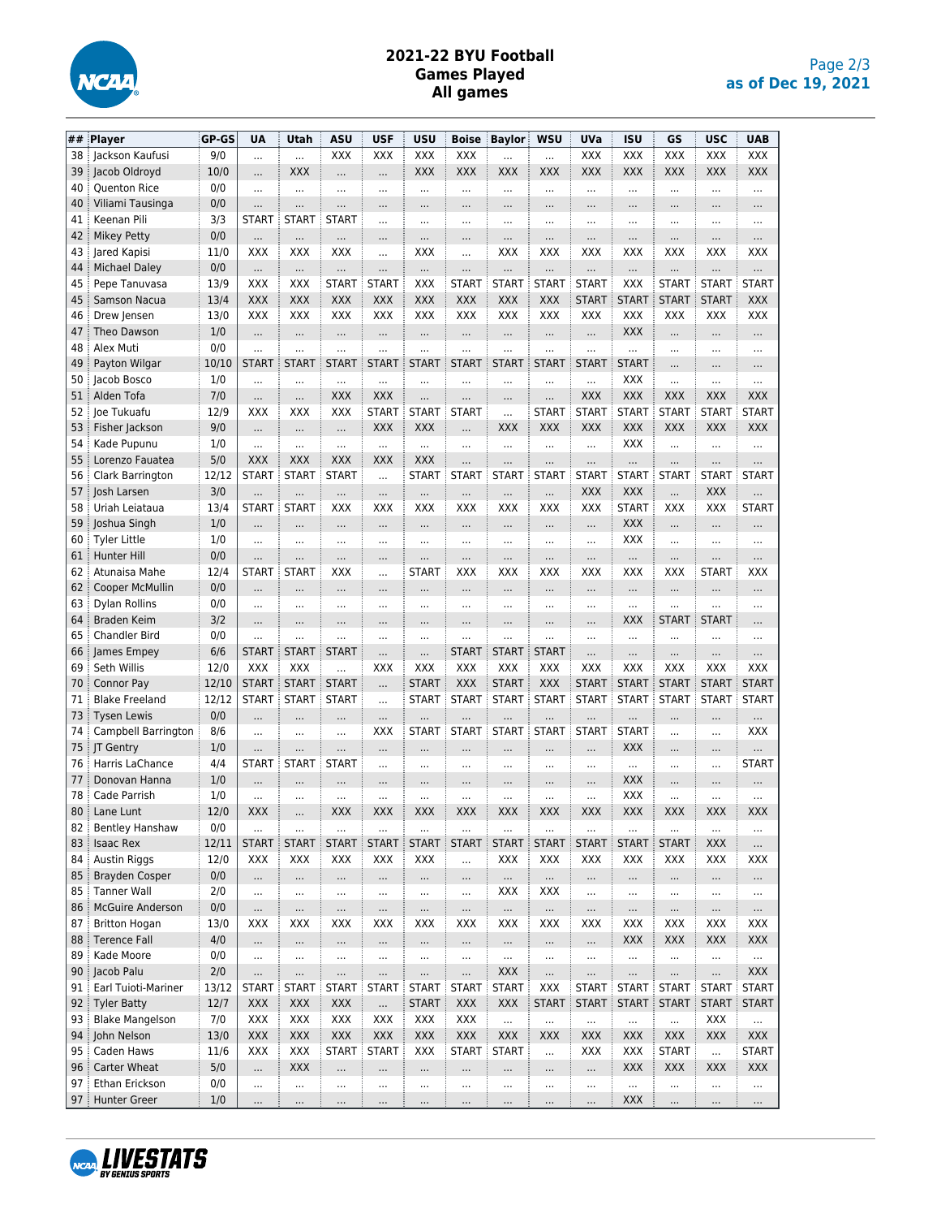# 2021-22 BYU Football
## Games Played
## All games

as of Dec 19, 2021

| ## | Player | GP-GS | UA | Utah | ASU | USF | USU | Boise | Baylor | WSU | UVa | ISU | GS | USC | UAB |
|---|---|---|---|---|---|---|---|---|---|---|---|---|---|---|---|
| 38 | Jackson Kaufusi | 9/0 | ... | ... | XXX | XXX | XXX | XXX | ... | ... | XXX | XXX | XXX | XXX | XXX |
| 39 | Jacob Oldroyd | 10/0 | ... | XXX | ... | ... | XXX | XXX | XXX | XXX | XXX | XXX | XXX | XXX | XXX |
| 40 | Quenton Rice | 0/0 | ... | ... | ... | ... | ... | ... | ... | ... | ... | ... | ... | ... | ... |
| 40 | Viliami Tausinga | 0/0 | ... | ... | ... | ... | ... | ... | ... | ... | ... | ... | ... | ... | ... |
| 41 | Keenan Pili | 3/3 | START | START | START | ... | ... | ... | ... | ... | ... | ... | ... | ... | ... |
| 42 | Mikey Petty | 0/0 | ... | ... | ... | ... | ... | ... | ... | ... | ... | ... | ... | ... | ... |
| 43 | Jared Kapisi | 11/0 | XXX | XXX | XXX | ... | XXX | ... | XXX | XXX | XXX | XXX | XXX | XXX | XXX |
| 44 | Michael Daley | 0/0 | ... | ... | ... | ... | ... | ... | ... | ... | ... | ... | ... | ... | ... |
| 45 | Pepe Tanuvasa | 13/9 | XXX | XXX | START | START | XXX | START | START | START | START | XXX | START | START | START |
| 45 | Samson Nacua | 13/4 | XXX | XXX | XXX | XXX | XXX | XXX | XXX | XXX | START | START | START | START | XXX |
| 46 | Drew Jensen | 13/0 | XXX | XXX | XXX | XXX | XXX | XXX | XXX | XXX | XXX | XXX | XXX | XXX | XXX |
| 47 | Theo Dawson | 1/0 | ... | ... | ... | ... | ... | ... | ... | ... | ... | XXX | ... | ... | ... |
| 48 | Alex Muti | 0/0 | ... | ... | ... | ... | ... | ... | ... | ... | ... | ... | ... | ... | ... |
| 49 | Payton Wilgar | 10/10 | START | START | START | START | START | START | START | START | START | START | ... | ... | ... |
| 50 | Jacob Bosco | 1/0 | ... | ... | ... | ... | ... | ... | ... | ... | ... | XXX | ... | ... | ... |
| 51 | Alden Tofa | 7/0 | ... | ... | XXX | XXX | ... | ... | ... | ... | XXX | XXX | XXX | XXX | XXX |
| 52 | Joe Tukuafu | 12/9 | XXX | XXX | XXX | START | START | START | ... | START | START | START | START | START | START |
| 53 | Fisher Jackson | 9/0 | ... | ... | ... | XXX | XXX | ... | XXX | XXX | XXX | XXX | XXX | XXX | XXX |
| 54 | Kade Pupunu | 1/0 | ... | ... | ... | ... | ... | ... | ... | ... | ... | XXX | ... | ... | ... |
| 55 | Lorenzo Fauatea | 5/0 | XXX | XXX | XXX | XXX | XXX | ... | ... | ... | ... | ... | ... | ... | ... |
| 56 | Clark Barrington | 12/12 | START | START | START | ... | START | START | START | START | START | START | START | START | START |
| 57 | Josh Larsen | 3/0 | ... | ... | ... | ... | ... | ... | ... | ... | XXX | XXX | ... | XXX | ... |
| 58 | Uriah Leiataua | 13/4 | START | START | XXX | XXX | XXX | XXX | XXX | XXX | XXX | START | XXX | XXX | START |
| 59 | Joshua Singh | 1/0 | ... | ... | ... | ... | ... | ... | ... | ... | ... | XXX | ... | ... | ... |
| 60 | Tyler Little | 1/0 | ... | ... | ... | ... | ... | ... | ... | ... | ... | XXX | ... | ... | ... |
| 61 | Hunter Hill | 0/0 | ... | ... | ... | ... | ... | ... | ... | ... | ... | ... | ... | ... | ... |
| 62 | Atunaisa Mahe | 12/4 | START | START | XXX | ... | START | XXX | XXX | XXX | XXX | XXX | XXX | START | XXX |
| 62 | Cooper McMullin | 0/0 | ... | ... | ... | ... | ... | ... | ... | ... | ... | ... | ... | ... | ... |
| 63 | Dylan Rollins | 0/0 | ... | ... | ... | ... | ... | ... | ... | ... | ... | ... | ... | ... | ... |
| 64 | Braden Keim | 3/2 | ... | ... | ... | ... | ... | ... | ... | ... | ... | XXX | START | START | ... |
| 65 | Chandler Bird | 0/0 | ... | ... | ... | ... | ... | ... | ... | ... | ... | ... | ... | ... | ... |
| 66 | James Empey | 6/6 | START | START | START | ... | ... | START | START | START | ... | ... | ... | ... | ... |
| 69 | Seth Willis | 12/0 | XXX | XXX | ... | XXX | XXX | XXX | XXX | XXX | XXX | XXX | XXX | XXX | XXX |
| 70 | Connor Pay | 12/10 | START | START | START | ... | START | XXX | START | XXX | START | START | START | START | START |
| 71 | Blake Freeland | 12/12 | START | START | START | ... | START | START | START | START | START | START | START | START | START |
| 73 | Tysen Lewis | 0/0 | ... | ... | ... | ... | ... | ... | ... | ... | ... | ... | ... | ... | ... |
| 74 | Campbell Barrington | 8/6 | ... | ... | ... | XXX | START | START | START | START | START | START | ... | ... | XXX |
| 75 | JT Gentry | 1/0 | ... | ... | ... | ... | ... | ... | ... | ... | ... | XXX | ... | ... | ... |
| 76 | Harris LaChance | 4/4 | START | START | START | ... | ... | ... | ... | ... | ... | ... | ... | ... | START |
| 77 | Donovan Hanna | 1/0 | ... | ... | ... | ... | ... | ... | ... | ... | ... | XXX | ... | ... | ... |
| 78 | Cade Parrish | 1/0 | ... | ... | ... | ... | ... | ... | ... | ... | ... | XXX | ... | ... | ... |
| 80 | Lane Lunt | 12/0 | XXX | ... | XXX | XXX | XXX | XXX | XXX | XXX | XXX | XXX | XXX | XXX | XXX |
| 82 | Bentley Hanshaw | 0/0 | ... | ... | ... | ... | ... | ... | ... | ... | ... | ... | ... | ... | ... |
| 83 | Isaac Rex | 12/11 | START | START | START | START | START | START | START | START | START | START | START | XXX | ... |
| 84 | Austin Riggs | 12/0 | XXX | XXX | XXX | XXX | XXX | ... | XXX | XXX | XXX | XXX | XXX | XXX | XXX |
| 85 | Brayden Cosper | 0/0 | ... | ... | ... | ... | ... | ... | ... | ... | ... | ... | ... | ... | ... |
| 85 | Tanner Wall | 2/0 | ... | ... | ... | ... | ... | ... | XXX | XXX | ... | ... | ... | ... | ... |
| 86 | McGuire Anderson | 0/0 | ... | ... | ... | ... | ... | ... | ... | ... | ... | ... | ... | ... | ... |
| 87 | Britton Hogan | 13/0 | XXX | XXX | XXX | XXX | XXX | XXX | XXX | XXX | XXX | XXX | XXX | XXX | XXX |
| 88 | Terence Fall | 4/0 | ... | ... | ... | ... | ... | ... | ... | ... | ... | XXX | XXX | XXX | XXX |
| 89 | Kade Moore | 0/0 | ... | ... | ... | ... | ... | ... | ... | ... | ... | ... | ... | ... | ... |
| 90 | Jacob Palu | 2/0 | ... | ... | ... | ... | ... | ... | XXX | ... | ... | ... | ... | ... | XXX |
| 91 | Earl Tuioti-Mariner | 13/12 | START | START | START | START | START | START | START | XXX | START | START | START | START | START |
| 92 | Tyler Batty | 12/7 | XXX | XXX | XXX | ... | START | XXX | XXX | START | START | START | START | START | START |
| 93 | Blake Mangelson | 7/0 | XXX | XXX | XXX | XXX | XXX | XXX | ... | ... | ... | ... | ... | XXX | ... |
| 94 | John Nelson | 13/0 | XXX | XXX | XXX | XXX | XXX | XXX | XXX | XXX | XXX | XXX | XXX | XXX | XXX |
| 95 | Caden Haws | 11/6 | XXX | XXX | START | START | XXX | START | START | ... | XXX | XXX | START | ... | START |
| 96 | Carter Wheat | 5/0 | ... | XXX | ... | ... | ... | ... | ... | ... | ... | XXX | XXX | XXX | XXX |
| 97 | Ethan Erickson | 0/0 | ... | ... | ... | ... | ... | ... | ... | ... | ... | ... | ... | ... | ... |
| 97 | Hunter Greer | 1/0 | ... | ... | ... | ... | ... | ... | ... | ... | ... | XXX | ... | ... | ... |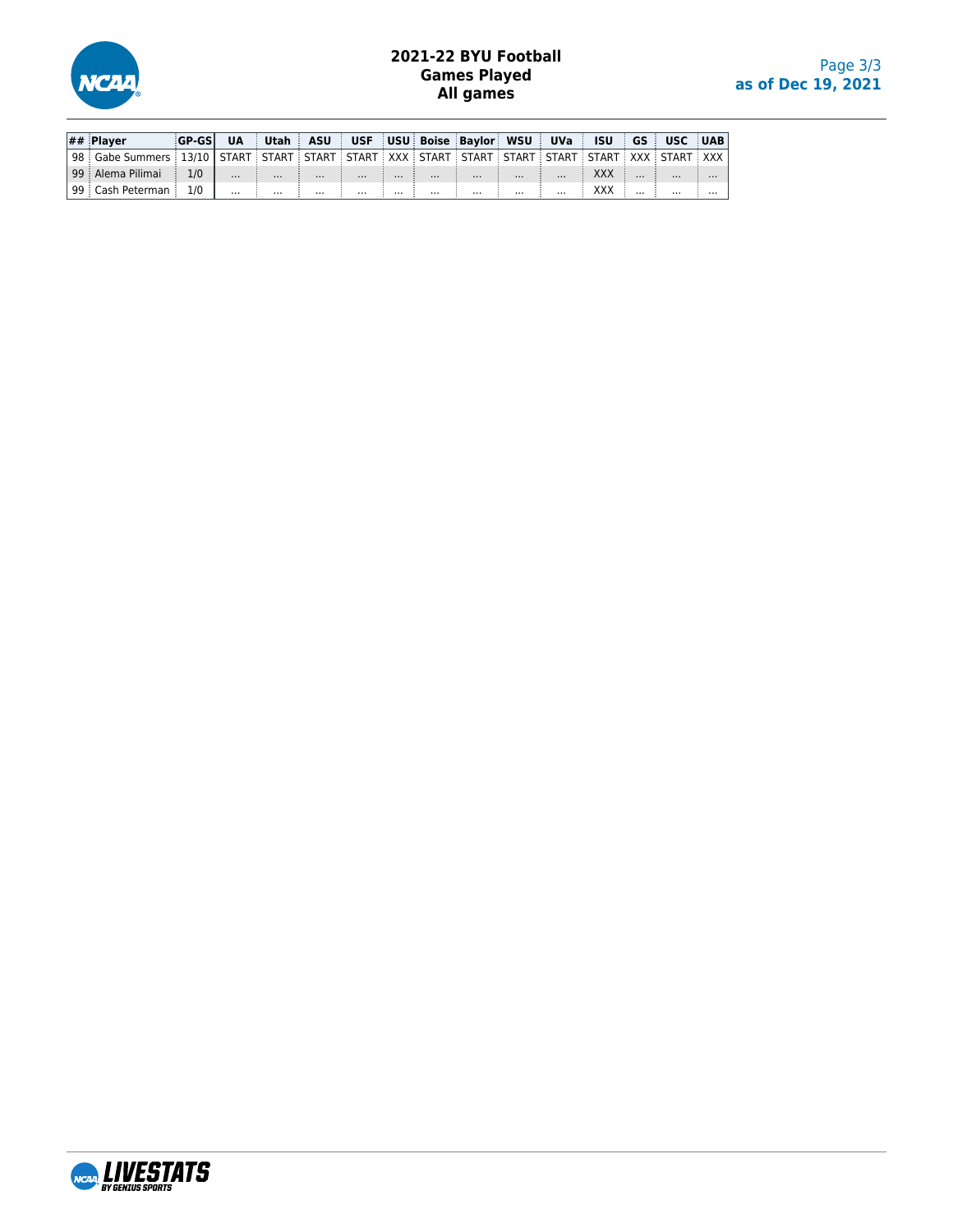# 2021-22 BYU Football
## Games Played
## All games

| ## | Player | GP-GS | UA | Utah | ASU | USF | USU | Boise | Baylor | WSU | UVa | ISU | GS | USC | UAB |
|---|---|---|---|---|---|---|---|---|---|---|---|---|---|---|---|
| 98 | Gabe Summers | 13/10 | START | START | START | START | XXX | START | START | START | START | START | XXX | START | XXX |
| 99 | Alema Pilimai | 1/0 | ... | ... | ... | ... | ... | ... | ... | ... | ... | XXX | ... | ... | ... |
| 99 | Cash Peterman | 1/0 | ... | ... | ... | ... | ... | ... | ... | ... | ... | XXX | ... | ... | ... |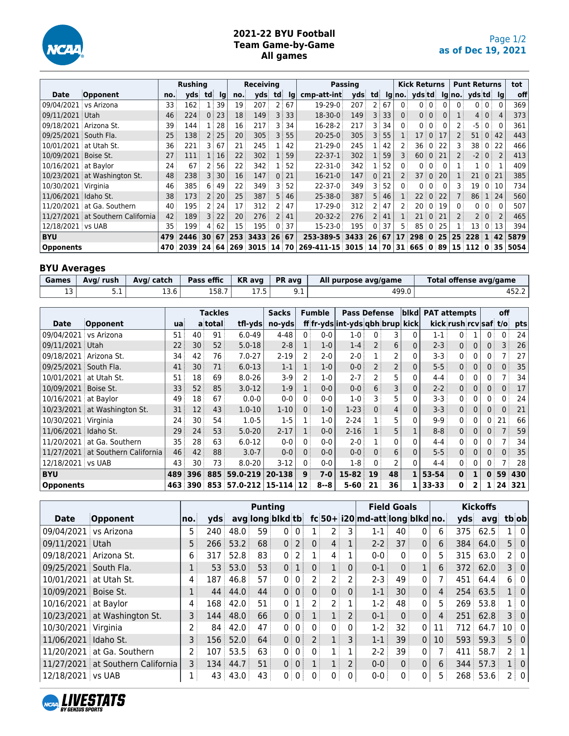# 2021-22 BYU Football
## Team Game-by-Game
### All games

as of Dec 19, 2021

| | | Rushing | | | | Receiving | | | | Passing | | | | Kick Returns | | | | Punt Returns | | | | tot |
|---|---|---|---|---|---|---|---|---|---|---|---|---|---|---|---|---|---|---|---|---|---|---|
| Date | Opponent | no. | yds | td | lg | no. | yds | td | lg | cmp-att-int | yds | td | lg | no. | yds | td | lg | no. | yds | td | lg | off |
| 09/04/2021 | vs Arizona | 33 | 162 | 1 | 39 | 19 | 207 | 2 | 67 | 19-29-0 | 207 | 2 | 67 | 0 | 0 | 0 | 0 | 0 | 0 | 0 | 0 | 369 |
| 09/11/2021 | Utah | 46 | 224 | 0 | 23 | 18 | 149 | 3 | 33 | 18-30-0 | 149 | 3 | 33 | 0 | 0 | 0 | 0 | 1 | 4 | 0 | 4 | 373 |
| 09/18/2021 | Arizona St. | 39 | 144 | 1 | 28 | 16 | 217 | 3 | 34 | 16-28-2 | 217 | 3 | 34 | 0 | 0 | 0 | 0 | 2 | -5 | 0 | 0 | 361 |
| 09/25/2021 | South Fla. | 25 | 138 | 2 | 25 | 20 | 305 | 3 | 55 | 20-25-0 | 305 | 3 | 55 | 1 | 17 | 0 | 17 | 2 | 51 | 0 | 42 | 443 |
| 10/01/2021 | at Utah St. | 36 | 221 | 3 | 67 | 21 | 245 | 1 | 42 | 21-29-0 | 245 | 1 | 42 | 2 | 36 | 0 | 22 | 3 | 38 | 0 | 22 | 466 |
| 10/09/2021 | Boise St. | 27 | 111 | 1 | 16 | 22 | 302 | 1 | 59 | 22-37-1 | 302 | 1 | 59 | 3 | 60 | 0 | 21 | 2 | -2 | 0 | 2 | 413 |
| 10/16/2021 | at Baylor | 24 | 67 | 2 | 56 | 22 | 342 | 1 | 52 | 22-31-0 | 342 | 1 | 52 | 0 | 0 | 0 | 0 | 1 | 1 | 0 | 1 | 409 |
| 10/23/2021 | at Washington St. | 48 | 238 | 3 | 30 | 16 | 147 | 0 | 21 | 16-21-0 | 147 | 0 | 21 | 2 | 37 | 0 | 20 | 1 | 21 | 0 | 21 | 385 |
| 10/30/2021 | Virginia | 46 | 385 | 6 | 49 | 22 | 349 | 3 | 52 | 22-37-0 | 349 | 3 | 52 | 0 | 0 | 0 | 0 | 3 | 19 | 0 | 10 | 734 |
| 11/06/2021 | Idaho St. | 38 | 173 | 2 | 20 | 25 | 387 | 5 | 46 | 25-38-0 | 387 | 5 | 46 | 1 | 22 | 0 | 22 | 7 | 86 | 1 | 24 | 560 |
| 11/20/2021 | at Ga. Southern | 40 | 195 | 2 | 24 | 17 | 312 | 2 | 47 | 17-29-0 | 312 | 2 | 47 | 2 | 20 | 0 | 19 | 0 | 0 | 0 | 0 | 507 |
| 11/27/2021 | at Southern California | 42 | 189 | 3 | 22 | 20 | 276 | 2 | 41 | 20-32-2 | 276 | 2 | 41 | 1 | 21 | 0 | 21 | 2 | 2 | 0 | 2 | 465 |
| 12/18/2021 | vs UAB | 35 | 199 | 4 | 62 | 15 | 195 | 0 | 37 | 15-23-0 | 195 | 0 | 37 | 5 | 85 | 0 | 25 | 1 | 13 | 0 | 13 | 394 |
| **BYU** | | **479** | **2446** | **30** | **67** | **253** | **3433** | **26** | **67** | **253-389-5** | **3433** | **26** | **67** | **17** | **298** | **0** | **25** | **25** | **228** | **1** | **42** | **5879** |
| **Opponents** | | **470** | **2039** | **24** | **64** | **269** | **3015** | **14** | **70** | **269-411-15** | **3015** | **14** | **70** | **31** | **665** | **0** | **89** | **15** | **112** | **0** | **35** | **5054** |

## BYU Averages

| Games | Avg/ rush | Avg/ catch | Pass effic | KR avg | PR avg | All purpose avg/game | Total offense avg/game |
|---|---|---|---|---|---|---|---|
| 13 | 5.1 | 13.6 | 158.7 | 17.5 | 9.1 | 499.0 | 452.2 |

| | | Tackles | | | | Sacks | Fumble | | Pass Defense | | | blkd | PAT attempts | | | | off | |
|---|---|---|---|---|---|---|---|---|---|---|---|---|---|---|---|---|---|---|
| Date | Opponent | ua | a | total | tfl-yds | no-yds | ff | fr-yds | int-yds | qbh | brup | kick | kick | rush | rcv | saf | t/o | pts |
| 09/04/2021 | vs Arizona | 51 | 40 | 91 | 6.0-49 | 4-48 | 0 | 0-0 | 1-0 | 0 | 3 | 0 | 1-1 | 0 | 1 | 0 | 0 | 24 |
| 09/11/2021 | Utah | 22 | 30 | 52 | 5.0-18 | 2-8 | 1 | 1-0 | 1-4 | 2 | 6 | 0 | 2-3 | 0 | 0 | 0 | 3 | 26 |
| 09/18/2021 | Arizona St. | 34 | 42 | 76 | 7.0-27 | 2-19 | 2 | 2-0 | 2-0 | 1 | 2 | 0 | 3-3 | 0 | 0 | 0 | 7 | 27 |
| 09/25/2021 | South Fla. | 41 | 30 | 71 | 6.0-13 | 1-1 | 1 | 1-0 | 0-0 | 2 | 2 | 0 | 5-5 | 0 | 0 | 0 | 0 | 35 |
| 10/01/2021 | at Utah St. | 51 | 18 | 69 | 8.0-26 | 3-9 | 2 | 1-0 | 2-7 | 2 | 5 | 0 | 4-4 | 0 | 0 | 0 | 7 | 34 |
| 10/09/2021 | Boise St. | 33 | 52 | 85 | 3.0-12 | 1-9 | 1 | 0-0 | 0-0 | 6 | 3 | 0 | 2-2 | 0 | 0 | 0 | 0 | 17 |
| 10/16/2021 | at Baylor | 49 | 18 | 67 | 0.0-0 | 0-0 | 0 | 0-0 | 1-0 | 3 | 5 | 0 | 3-3 | 0 | 0 | 0 | 0 | 24 |
| 10/23/2021 | at Washington St. | 31 | 12 | 43 | 1.0-10 | 1-10 | 0 | 1-0 | 1-23 | 0 | 4 | 0 | 3-3 | 0 | 0 | 0 | 0 | 21 |
| 10/30/2021 | Virginia | 24 | 30 | 54 | 1.0-5 | 1-5 | 1 | 1-0 | 2-24 | 1 | 5 | 0 | 9-9 | 0 | 0 | 0 | 21 | 66 |
| 11/06/2021 | Idaho St. | 29 | 24 | 53 | 5.0-20 | 2-17 | 1 | 0-0 | 2-16 | 1 | 5 | 1 | 8-8 | 0 | 0 | 0 | 7 | 59 |
| 11/20/2021 | at Ga. Southern | 35 | 28 | 63 | 6.0-12 | 0-0 | 0 | 0-0 | 2-0 | 1 | 0 | 0 | 4-4 | 0 | 0 | 0 | 7 | 34 |
| 11/27/2021 | at Southern California | 46 | 42 | 88 | 3.0-7 | 0-0 | 0 | 0-0 | 0-0 | 0 | 6 | 0 | 5-5 | 0 | 0 | 0 | 0 | 35 |
| 12/18/2021 | vs UAB | 43 | 30 | 73 | 8.0-20 | 3-12 | 0 | 0-0 | 1-8 | 0 | 2 | 0 | 4-4 | 0 | 0 | 0 | 7 | 28 |
| **BYU** | | **489** | **396** | **885** | **59.0-219** | **20-138** | **9** | **7-0** | **15-82** | **19** | **48** | **1** | **53-54** | **0** | **1** | **0** | **59** | **430** |
| **Opponents** | | **463** | **390** | **853** | **57.0-212** | **15-114** | **12** | **8--8** | **5-60** | **21** | **36** | **1** | **33-33** | **0** | **2** | **1** | **24** | **321** |

| | | Punting | | | | | | | | | Field Goals | | | Kickoffs | | | | |
|---|---|---|---|---|---|---|---|---|---|---|---|---|---|---|---|---|---|---|
| Date | Opponent | no. | yds | avg | long | blkd | tb | fc | 50+ | i20 | md-att | long | blkd | no. | yds | avg | tb | ob |
| 09/04/2021 | vs Arizona | 5 | 240 | 48.0 | 59 | 0 | 0 | 1 | 2 | 3 | 1-1 | 40 | 0 | 6 | 375 | 62.5 | 1 | 0 |
| 09/11/2021 | Utah | 5 | 266 | 53.2 | 68 | 0 | 2 | 0 | 4 | 1 | 2-2 | 37 | 0 | 6 | 384 | 64.0 | 5 | 0 |
| 09/18/2021 | Arizona St. | 6 | 317 | 52.8 | 83 | 0 | 2 | 1 | 4 | 1 | 0-0 | 0 | 0 | 5 | 315 | 63.0 | 2 | 0 |
| 09/25/2021 | South Fla. | 1 | 53 | 53.0 | 53 | 0 | 1 | 0 | 1 | 0 | 0-1 | 0 | 1 | 6 | 372 | 62.0 | 3 | 0 |
| 10/01/2021 | at Utah St. | 4 | 187 | 46.8 | 57 | 0 | 0 | 2 | 2 | 2 | 2-3 | 49 | 0 | 7 | 451 | 64.4 | 6 | 0 |
| 10/09/2021 | Boise St. | 1 | 44 | 44.0 | 44 | 0 | 0 | 0 | 0 | 0 | 1-1 | 30 | 0 | 4 | 254 | 63.5 | 1 | 0 |
| 10/16/2021 | at Baylor | 4 | 168 | 42.0 | 51 | 0 | 1 | 2 | 2 | 1 | 1-2 | 48 | 0 | 5 | 269 | 53.8 | 1 | 0 |
| 10/23/2021 | at Washington St. | 3 | 144 | 48.0 | 66 | 0 | 0 | 1 | 1 | 2 | 0-1 | 0 | 0 | 4 | 251 | 62.8 | 3 | 0 |
| 10/30/2021 | Virginia | 2 | 84 | 42.0 | 47 | 0 | 0 | 0 | 0 | 0 | 1-2 | 32 | 0 | 11 | 712 | 64.7 | 10 | 0 |
| 11/06/2021 | Idaho St. | 3 | 156 | 52.0 | 64 | 0 | 0 | 2 | 1 | 3 | 1-1 | 39 | 0 | 10 | 593 | 59.3 | 5 | 0 |
| 11/20/2021 | at Ga. Southern | 2 | 107 | 53.5 | 63 | 0 | 0 | 0 | 1 | 1 | 2-2 | 39 | 0 | 7 | 411 | 58.7 | 2 | 1 |
| 11/27/2021 | at Southern California | 3 | 134 | 44.7 | 51 | 0 | 0 | 1 | 1 | 2 | 0-0 | 0 | 0 | 6 | 344 | 57.3 | 1 | 0 |
| 12/18/2021 | vs UAB | 1 | 43 | 43.0 | 43 | 0 | 0 | 0 | 0 | 0 | 0-0 | 0 | 0 | 5 | 268 | 53.6 | 2 | 0 |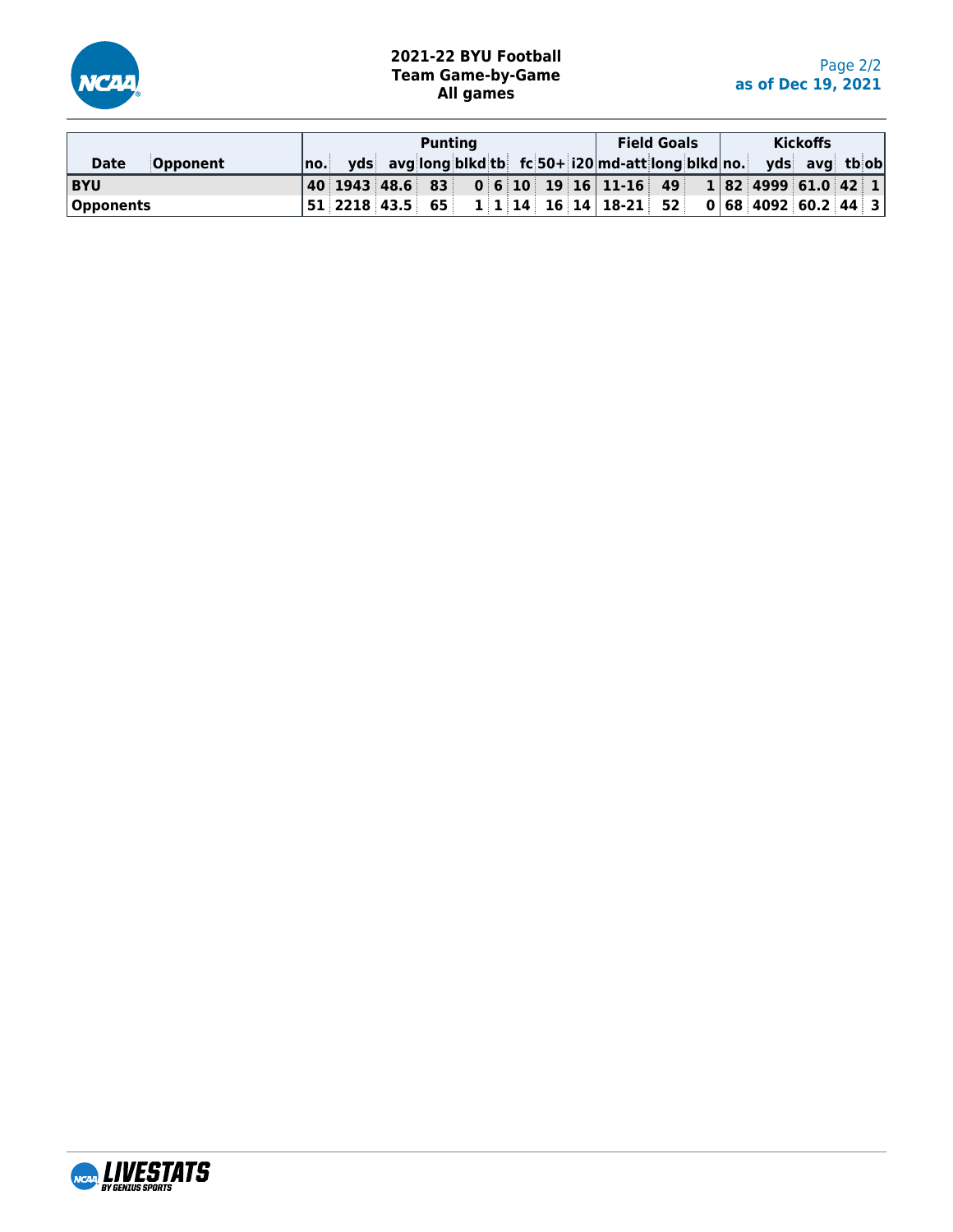## 2021-22 BYU Football
## Team Game-by-Game
## All games

as of Dec 19, 2021

| Date | Opponent | Punting | | | | | | | | | Field Goals | | | Kickoffs | | | | |
|---|---|---|---|---|---|---|---|---|---|---|---|---|---|---|---|---|---|---|
| | | no. | yds | avg | long | blkd | tb | fc | 50+ | i20 | md-att | long | blkd | no. | yds | avg | tb | ob |
| **BYU** | | 40 | 1943 | 48.6 | 83 | 0 | 6 | 10 | 19 | 16 | 11-16 | 49 | 1 | 82 | 4999 | 61.0 | 42 | 1 |
| **Opponents** | | 51 | 2218 | 43.5 | 65 | 1 | 1 | 14 | 16 | 14 | 18-21 | 52 | 0 | 68 | 4092 | 60.2 | 44 | 3 |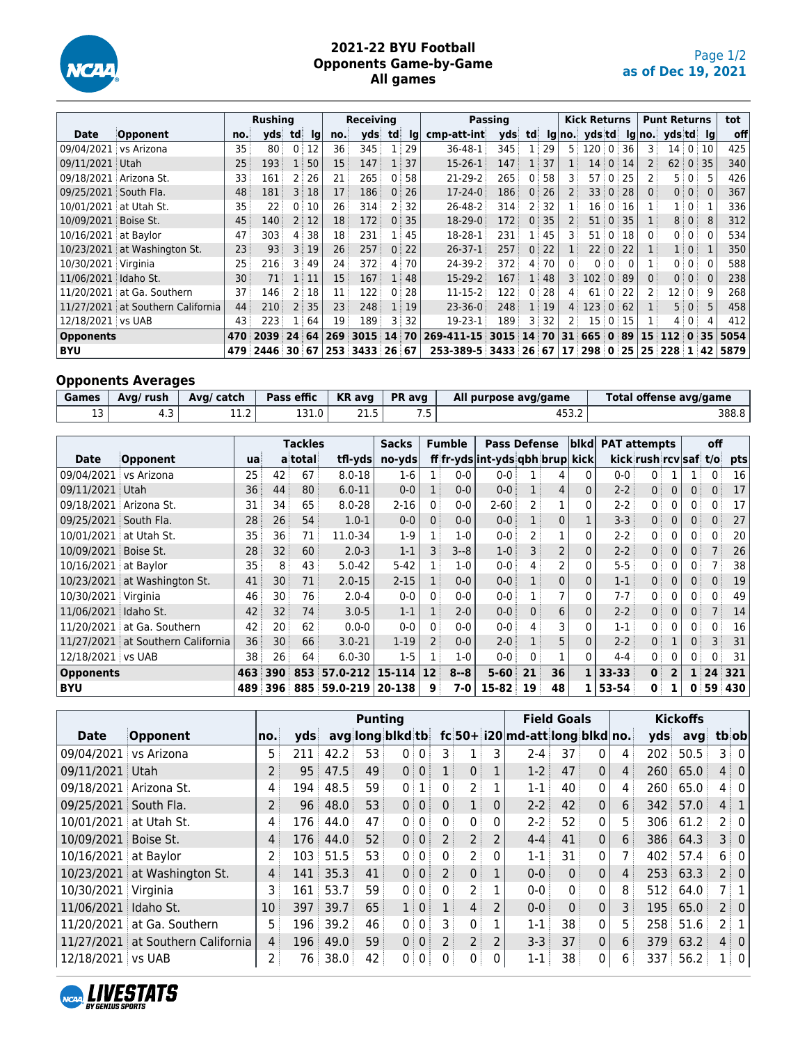# 2021-22 BYU Football
## Opponents Game-by-Game
### All games

as of Dec 19, 2021

| | | Rushing | | | | Receiving | | | | Passing | | | | Kick Returns | | | | Punt Returns | | | | tot |
|---|---|---|---|---|---|---|---|---|---|---|---|---|---|---|---|---|---|---|---|---|---|---|
| Date | Opponent | no. | yds | td | lg | no. | yds | td | lg | cmp-att-int | yds | td | lg | no. | yds | td | lg | no. | yds | td | lg | off |
| 09/04/2021 | vs Arizona | 35 | 80 | 0 | 12 | 36 | 345 | 1 | 29 | 36-48-1 | 345 | 1 | 29 | 5 | 120 | 0 | 36 | 3 | 14 | 0 | 10 | 425 |
| 09/11/2021 | Utah | 25 | 193 | 1 | 50 | 15 | 147 | 1 | 37 | 15-26-1 | 147 | 1 | 37 | 1 | 14 | 0 | 14 | 2 | 62 | 0 | 35 | 340 |
| 09/18/2021 | Arizona St. | 33 | 161 | 2 | 26 | 21 | 265 | 0 | 58 | 21-29-2 | 265 | 0 | 58 | 3 | 57 | 0 | 25 | 2 | 5 | 0 | 5 | 426 |
| 09/25/2021 | South Fla. | 48 | 181 | 3 | 18 | 17 | 186 | 0 | 26 | 17-24-0 | 186 | 0 | 26 | 2 | 33 | 0 | 28 | 0 | 0 | 0 | 0 | 367 |
| 10/01/2021 | at Utah St. | 35 | 22 | 0 | 10 | 26 | 314 | 2 | 32 | 26-48-2 | 314 | 2 | 32 | 1 | 16 | 0 | 16 | 1 | 1 | 0 | 1 | 336 |
| 10/09/2021 | Boise St. | 45 | 140 | 2 | 12 | 18 | 172 | 0 | 35 | 18-29-0 | 172 | 0 | 35 | 2 | 51 | 0 | 35 | 1 | 8 | 0 | 8 | 312 |
| 10/16/2021 | at Baylor | 47 | 303 | 4 | 38 | 18 | 231 | 1 | 45 | 18-28-1 | 231 | 1 | 45 | 3 | 51 | 0 | 18 | 0 | 0 | 0 | 0 | 534 |
| 10/23/2021 | at Washington St. | 23 | 93 | 3 | 19 | 26 | 257 | 0 | 22 | 26-37-1 | 257 | 0 | 22 | 1 | 22 | 0 | 22 | 1 | 1 | 0 | 1 | 350 |
| 10/30/2021 | Virginia | 25 | 216 | 3 | 49 | 24 | 372 | 4 | 70 | 24-39-2 | 372 | 4 | 70 | 0 | 0 | 0 | 0 | 1 | 0 | 0 | 0 | 588 |
| 11/06/2021 | Idaho St. | 30 | 71 | 1 | 11 | 15 | 167 | 1 | 48 | 15-29-2 | 167 | 1 | 48 | 3 | 102 | 0 | 89 | 0 | 0 | 0 | 0 | 238 |
| 11/20/2021 | at Ga. Southern | 37 | 146 | 2 | 18 | 11 | 122 | 0 | 28 | 11-15-2 | 122 | 0 | 28 | 4 | 61 | 0 | 22 | 2 | 12 | 0 | 9 | 268 |
| 11/27/2021 | at Southern California | 44 | 210 | 2 | 35 | 23 | 248 | 1 | 19 | 23-36-0 | 248 | 1 | 19 | 4 | 123 | 0 | 62 | 1 | 5 | 0 | 5 | 458 |
| 12/18/2021 | vs UAB | 43 | 223 | 1 | 64 | 19 | 189 | 3 | 32 | 19-23-1 | 189 | 3 | 32 | 2 | 15 | 0 | 15 | 1 | 4 | 0 | 4 | 412 |
| **Opponents** | | **470** | **2039** | **24** | **64** | **269** | **3015** | **14** | **70** | **269-411-15** | **3015** | **14** | **70** | **31** | **665** | **0** | **89** | **15** | **112** | **0** | **35** | **5054** |
| **BYU** | | **479** | **2446** | **30** | **67** | **253** | **3433** | **26** | **67** | **253-389-5** | **3433** | **26** | **67** | **17** | **298** | **0** | **25** | **25** | **228** | **1** | **42** | **5879** |

## Opponents Averages

| Games | Avg/ rush | Avg/ catch | Pass effic | KR avg | PR avg | All purpose avg/game | Total offense avg/game |
|---|---|---|---|---|---|---|---|
| 13 | 4.3 | 11.2 | 131.0 | 21.5 | 7.5 | 453.2 | 388.8 |

| | | Tackles | | | | Sacks | Fumble | | Pass Defense | | | blkd | PAT attempts | | | | off | |
|---|---|---|---|---|---|---|---|---|---|---|---|---|---|---|---|---|---|---|
| Date | Opponent | ua | a | total | tfl-yds | no-yds | ff | fr-yds | int-yds | qbh | brup | kick | kick | rush | rcv | saf | t/o | pts |
| 09/04/2021 | vs Arizona | 25 | 42 | 67 | 8.0-18 | 1-6 | 1 | 0-0 | 0-0 | 1 | 4 | 0 | 0-0 | 0 | 1 | 1 | 0 | 16 |
| 09/11/2021 | Utah | 36 | 44 | 80 | 6.0-11 | 0-0 | 1 | 0-0 | 0-0 | 1 | 4 | 0 | 2-2 | 0 | 0 | 0 | 0 | 17 |
| 09/18/2021 | Arizona St. | 31 | 34 | 65 | 8.0-28 | 2-16 | 0 | 0-0 | 2-60 | 2 | 1 | 0 | 2-2 | 0 | 0 | 0 | 0 | 17 |
| 09/25/2021 | South Fla. | 28 | 26 | 54 | 1.0-1 | 0-0 | 0 | 0-0 | 0-0 | 1 | 0 | 1 | 3-3 | 0 | 0 | 0 | 0 | 27 |
| 10/01/2021 | at Utah St. | 35 | 36 | 71 | 11.0-34 | 1-9 | 1 | 1-0 | 0-0 | 2 | 1 | 0 | 2-2 | 0 | 0 | 0 | 0 | 20 |
| 10/09/2021 | Boise St. | 28 | 32 | 60 | 2.0-3 | 1-1 | 3 | 3--8 | 1-0 | 3 | 2 | 0 | 2-2 | 0 | 0 | 0 | 7 | 26 |
| 10/16/2021 | at Baylor | 35 | 8 | 43 | 5.0-42 | 5-42 | 1 | 1-0 | 0-0 | 4 | 2 | 0 | 5-5 | 0 | 0 | 0 | 7 | 38 |
| 10/23/2021 | at Washington St. | 41 | 30 | 71 | 2.0-15 | 2-15 | 1 | 0-0 | 0-0 | 1 | 0 | 0 | 1-1 | 0 | 0 | 0 | 0 | 19 |
| 10/30/2021 | Virginia | 46 | 30 | 76 | 2.0-4 | 0-0 | 0 | 0-0 | 0-0 | 1 | 7 | 0 | 7-7 | 0 | 0 | 0 | 0 | 49 |
| 11/06/2021 | Idaho St. | 42 | 32 | 74 | 3.0-5 | 1-1 | 1 | 2-0 | 0-0 | 0 | 6 | 0 | 2-2 | 0 | 0 | 0 | 7 | 14 |
| 11/20/2021 | at Ga. Southern | 42 | 20 | 62 | 0.0-0 | 0-0 | 0 | 0-0 | 0-0 | 4 | 3 | 0 | 1-1 | 0 | 0 | 0 | 0 | 16 |
| 11/27/2021 | at Southern California | 36 | 30 | 66 | 3.0-21 | 1-19 | 2 | 0-0 | 2-0 | 1 | 5 | 0 | 2-2 | 0 | 1 | 0 | 3 | 31 |
| 12/18/2021 | vs UAB | 38 | 26 | 64 | 6.0-30 | 1-5 | 1 | 1-0 | 0-0 | 0 | 1 | 0 | 4-4 | 0 | 0 | 0 | 0 | 31 |
| **Opponents** | | **463** | **390** | **853** | **57.0-212** | **15-114** | **12** | **8--8** | **5-60** | **21** | **36** | **1** | **33-33** | **0** | **2** | **1** | **24** | **321** |
| **BYU** | | **489** | **396** | **885** | **59.0-219** | **20-138** | **9** | **7-0** | **15-82** | **19** | **48** | **1** | **53-54** | **0** | **1** | **0** | **59** | **430** |

| | | Punting | | | | | | | | | Field Goals | | | Kickoffs | | | | |
|---|---|---|---|---|---|---|---|---|---|---|---|---|---|---|---|---|---|---|
| Date | Opponent | no. | yds | avg | long | blkd | tb | fc | 50+ | i20 | md-att | long | blkd | no. | yds | avg | tb | ob |
| 09/04/2021 | vs Arizona | 5 | 211 | 42.2 | 53 | 0 | 0 | 3 | 1 | 3 | 2-4 | 37 | 0 | 4 | 202 | 50.5 | 3 | 0 |
| 09/11/2021 | Utah | 2 | 95 | 47.5 | 49 | 0 | 0 | 1 | 0 | 1 | 1-2 | 47 | 0 | 4 | 260 | 65.0 | 4 | 0 |
| 09/18/2021 | Arizona St. | 4 | 194 | 48.5 | 59 | 0 | 1 | 0 | 2 | 1 | 1-1 | 40 | 0 | 4 | 260 | 65.0 | 4 | 0 |
| 09/25/2021 | South Fla. | 2 | 96 | 48.0 | 53 | 0 | 0 | 0 | 1 | 0 | 2-2 | 42 | 0 | 6 | 342 | 57.0 | 4 | 1 |
| 10/01/2021 | at Utah St. | 4 | 176 | 44.0 | 47 | 0 | 0 | 0 | 0 | 0 | 2-2 | 52 | 0 | 5 | 306 | 61.2 | 2 | 0 |
| 10/09/2021 | Boise St. | 4 | 176 | 44.0 | 52 | 0 | 0 | 2 | 2 | 2 | 4-4 | 41 | 0 | 6 | 386 | 64.3 | 3 | 0 |
| 10/16/2021 | at Baylor | 2 | 103 | 51.5 | 53 | 0 | 0 | 0 | 2 | 0 | 1-1 | 31 | 0 | 7 | 402 | 57.4 | 6 | 0 |
| 10/23/2021 | at Washington St. | 4 | 141 | 35.3 | 41 | 0 | 0 | 2 | 0 | 1 | 0-0 | 0 | 0 | 4 | 253 | 63.3 | 2 | 0 |
| 10/30/2021 | Virginia | 3 | 161 | 53.7 | 59 | 0 | 0 | 0 | 2 | 1 | 0-0 | 0 | 0 | 8 | 512 | 64.0 | 7 | 1 |
| 11/06/2021 | Idaho St. | 10 | 397 | 39.7 | 65 | 1 | 0 | 1 | 4 | 2 | 0-0 | 0 | 0 | 3 | 195 | 65.0 | 2 | 0 |
| 11/20/2021 | at Ga. Southern | 5 | 196 | 39.2 | 46 | 0 | 0 | 3 | 0 | 1 | 1-1 | 38 | 0 | 5 | 258 | 51.6 | 2 | 1 |
| 11/27/2021 | at Southern California | 4 | 196 | 49.0 | 59 | 0 | 0 | 2 | 2 | 2 | 3-3 | 37 | 0 | 6 | 379 | 63.2 | 4 | 0 |
| 12/18/2021 | vs UAB | 2 | 76 | 38.0 | 42 | 0 | 0 | 0 | 0 | 0 | 1-1 | 38 | 0 | 6 | 337 | 56.2 | 1 | 0 |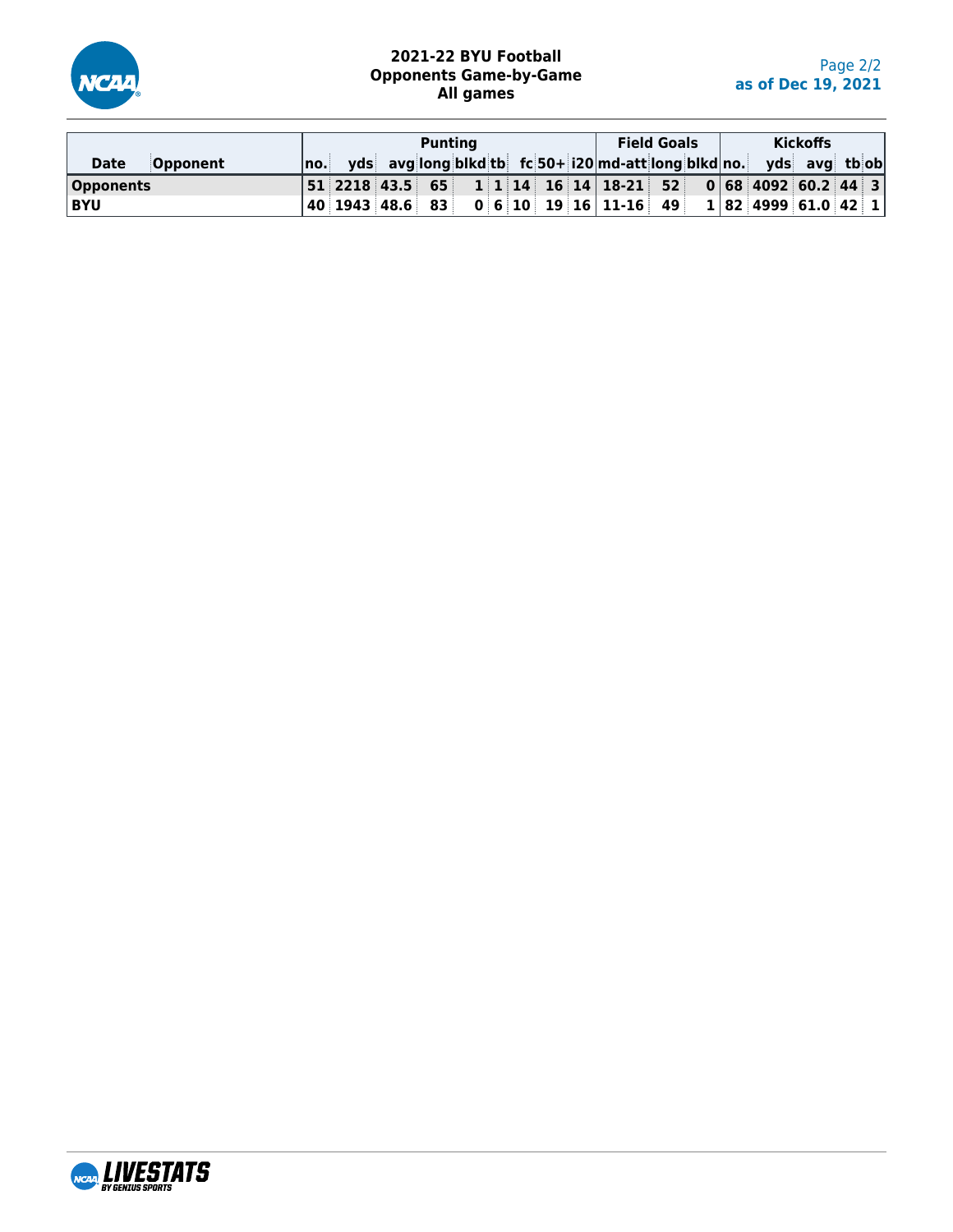# 2021-22 BYU Football
## Opponents Game-by-Game
### All games

as of Dec 19, 2021

| Date | Opponent | Punting | | | | | | | | | Field Goals | | | Kickoffs | | | | |
|---|---|---|---|---|---|---|---|---|---|---|---|---|---|---|---|---|---|---|
| | | no. | yds | avg | long | blkd | tb | fc | 50+ | i20 | md-att | long | blkd | no. | yds | avg | tb | ob |
| **Opponents** | | 51 | 2218 | 43.5 | 65 | 1 | 1 | 14 | 16 | 14 | 18-21 | 52 | 0 | 68 | 4092 | 60.2 | 44 | 3 |
| **BYU** | | 40 | 1943 | 48.6 | 83 | 0 | 6 | 10 | 19 | 16 | 11-16 | 49 | 1 | 82 | 4999 | 61.0 | 42 | 1 |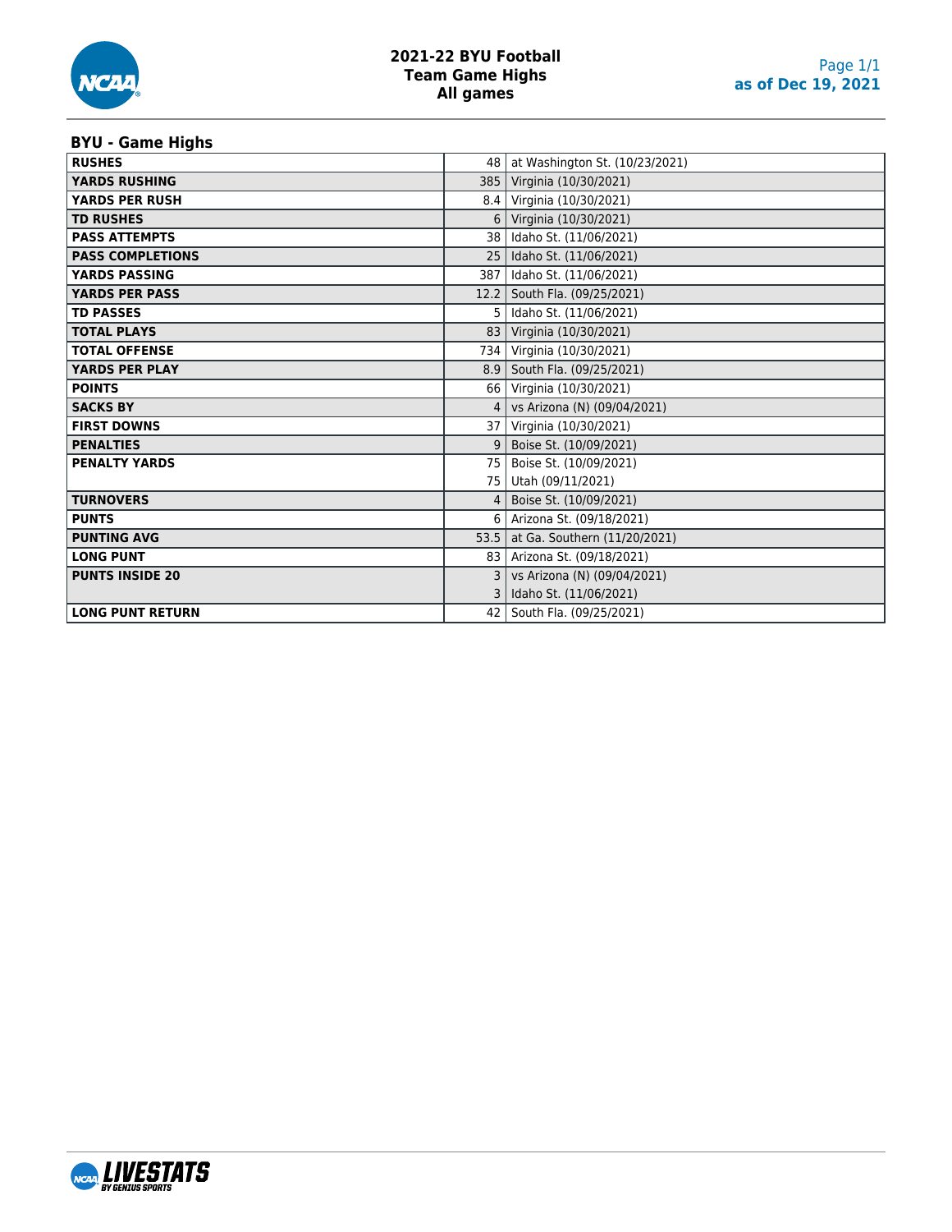# 2021-22 BYU Football
## Team Game Highs
### All games

as of Dec 19, 2021

## BYU - Game Highs

| | | |
|---|---|---|
| **RUSHES** | 48 | at Washington St. (10/23/2021) |
| **YARDS RUSHING** | 385 | Virginia (10/30/2021) |
| **YARDS PER RUSH** | 8.4 | Virginia (10/30/2021) |
| **TD RUSHES** | 6 | Virginia (10/30/2021) |
| **PASS ATTEMPTS** | 38 | Idaho St. (11/06/2021) |
| **PASS COMPLETIONS** | 25 | Idaho St. (11/06/2021) |
| **YARDS PASSING** | 387 | Idaho St. (11/06/2021) |
| **YARDS PER PASS** | 12.2 | South Fla. (09/25/2021) |
| **TD PASSES** | 5 | Idaho St. (11/06/2021) |
| **TOTAL PLAYS** | 83 | Virginia (10/30/2021) |
| **TOTAL OFFENSE** | 734 | Virginia (10/30/2021) |
| **YARDS PER PLAY** | 8.9 | South Fla. (09/25/2021) |
| **POINTS** | 66 | Virginia (10/30/2021) |
| **SACKS BY** | 4 | vs Arizona (N) (09/04/2021) |
| **FIRST DOWNS** | 37 | Virginia (10/30/2021) |
| **PENALTIES** | 9 | Boise St. (10/09/2021) |
| **PENALTY YARDS** | 75 | Boise St. (10/09/2021) |
| | 75 | Utah (09/11/2021) |
| **TURNOVERS** | 4 | Boise St. (10/09/2021) |
| **PUNTS** | 6 | Arizona St. (09/18/2021) |
| **PUNTING AVG** | 53.5 | at Ga. Southern (11/20/2021) |
| **LONG PUNT** | 83 | Arizona St. (09/18/2021) |
| **PUNTS INSIDE 20** | 3 | vs Arizona (N) (09/04/2021) |
| | 3 | Idaho St. (11/06/2021) |
| **LONG PUNT RETURN** | 42 | South Fla. (09/25/2021) |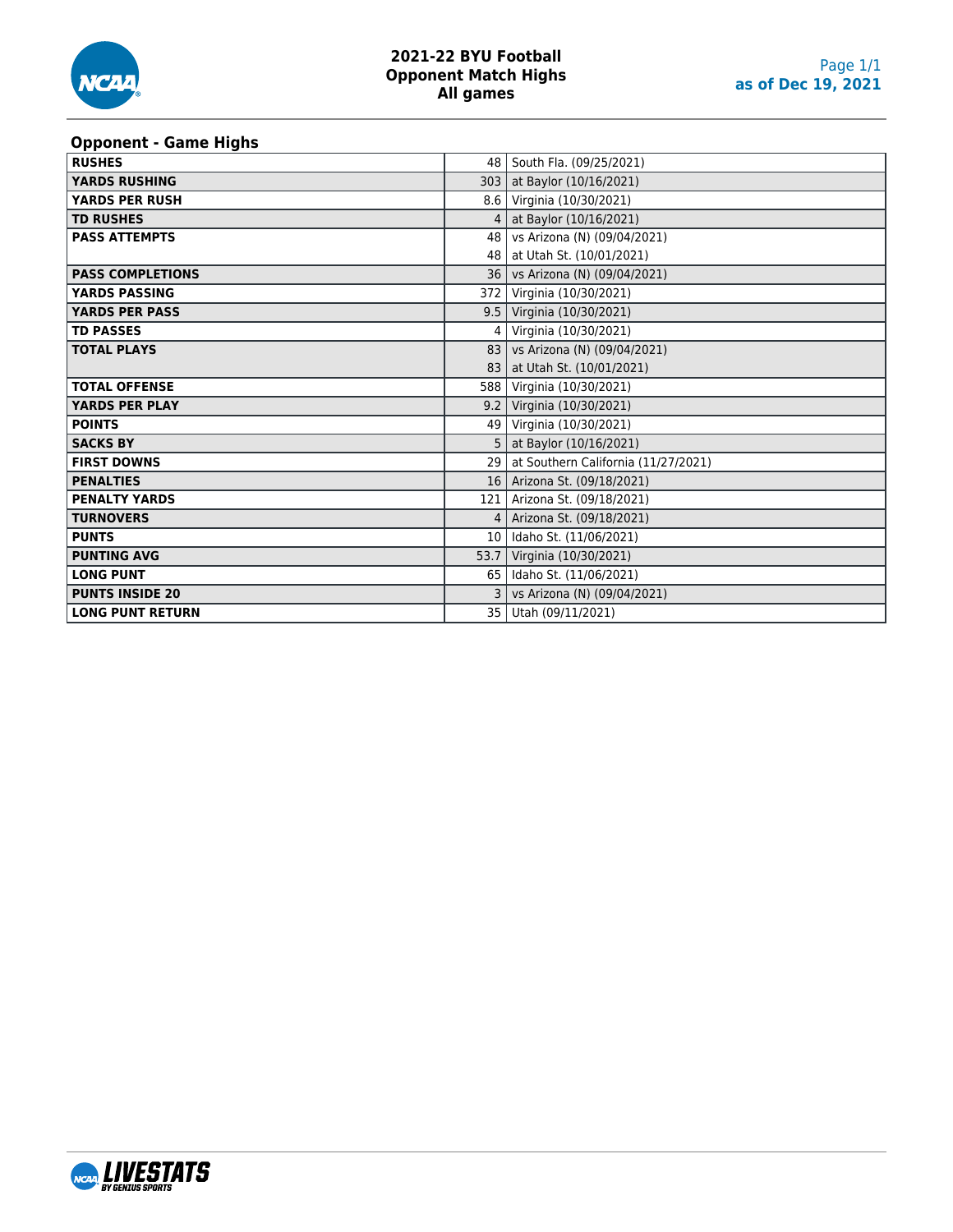# 2021-22 BYU Football
## Opponent Match Highs
### All games

as of Dec 19, 2021

## Opponent - Game Highs

| Statistic | Value | Game |
|---|---|---|
| RUSHES | 48 | South Fla. (09/25/2021) |
| YARDS RUSHING | 303 | at Baylor (10/16/2021) |
| YARDS PER RUSH | 8.6 | Virginia (10/30/2021) |
| TD RUSHES | 4 | at Baylor (10/16/2021) |
| PASS ATTEMPTS | 48 | vs Arizona (N) (09/04/2021) |
| | 48 | at Utah St. (10/01/2021) |
| PASS COMPLETIONS | 36 | vs Arizona (N) (09/04/2021) |
| YARDS PASSING | 372 | Virginia (10/30/2021) |
| YARDS PER PASS | 9.5 | Virginia (10/30/2021) |
| TD PASSES | 4 | Virginia (10/30/2021) |
| TOTAL PLAYS | 83 | vs Arizona (N) (09/04/2021) |
| | 83 | at Utah St. (10/01/2021) |
| TOTAL OFFENSE | 588 | Virginia (10/30/2021) |
| YARDS PER PLAY | 9.2 | Virginia (10/30/2021) |
| POINTS | 49 | Virginia (10/30/2021) |
| SACKS BY | 5 | at Baylor (10/16/2021) |
| FIRST DOWNS | 29 | at Southern California (11/27/2021) |
| PENALTIES | 16 | Arizona St. (09/18/2021) |
| PENALTY YARDS | 121 | Arizona St. (09/18/2021) |
| TURNOVERS | 4 | Arizona St. (09/18/2021) |
| PUNTS | 10 | Idaho St. (11/06/2021) |
| PUNTING AVG | 53.7 | Virginia (10/30/2021) |
| LONG PUNT | 65 | Idaho St. (11/06/2021) |
| PUNTS INSIDE 20 | 3 | vs Arizona (N) (09/04/2021) |
| LONG PUNT RETURN | 35 | Utah (09/11/2021) |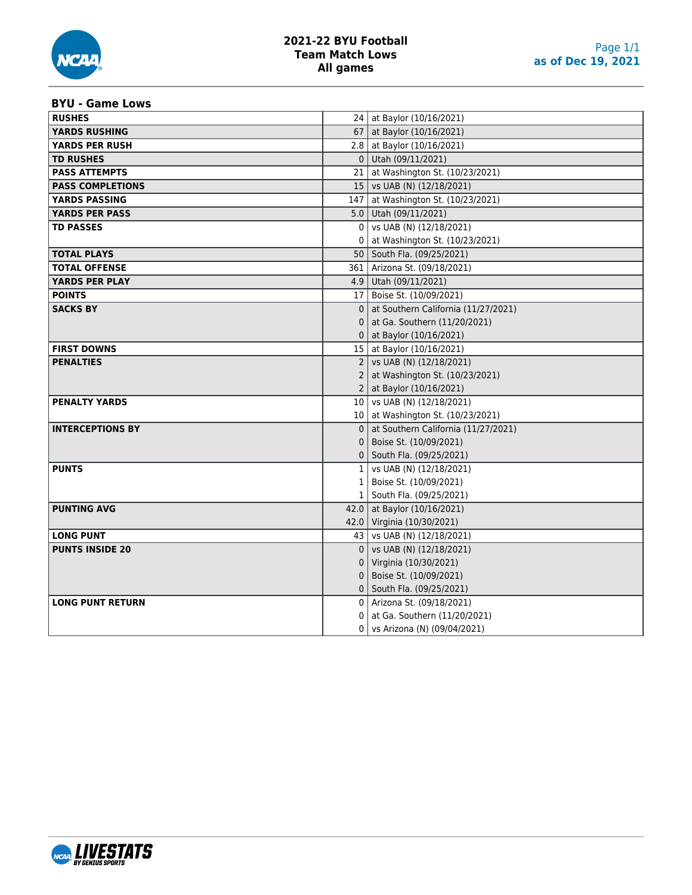# 2021-22 BYU Football
## Team Match Lows
### All games

as of Dec 19, 2021

### BYU - Game Lows

| | | |
|---|---|---|
| **RUSHES** | 24 | at Baylor (10/16/2021) |
| **YARDS RUSHING** | 67 | at Baylor (10/16/2021) |
| **YARDS PER RUSH** | 2.8 | at Baylor (10/16/2021) |
| **TD RUSHES** | 0 | Utah (09/11/2021) |
| **PASS ATTEMPTS** | 21 | at Washington St. (10/23/2021) |
| **PASS COMPLETIONS** | 15 | vs UAB (N) (12/18/2021) |
| **YARDS PASSING** | 147 | at Washington St. (10/23/2021) |
| **YARDS PER PASS** | 5.0 | Utah (09/11/2021) |
| **TD PASSES** | 0 | vs UAB (N) (12/18/2021) |
| | 0 | at Washington St. (10/23/2021) |
| **TOTAL PLAYS** | 50 | South Fla. (09/25/2021) |
| **TOTAL OFFENSE** | 361 | Arizona St. (09/18/2021) |
| **YARDS PER PLAY** | 4.9 | Utah (09/11/2021) |
| **POINTS** | 17 | Boise St. (10/09/2021) |
| **SACKS BY** | 0 | at Southern California (11/27/2021) |
| | 0 | at Ga. Southern (11/20/2021) |
| | 0 | at Baylor (10/16/2021) |
| **FIRST DOWNS** | 15 | at Baylor (10/16/2021) |
| **PENALTIES** | 2 | vs UAB (N) (12/18/2021) |
| | 2 | at Washington St. (10/23/2021) |
| | 2 | at Baylor (10/16/2021) |
| **PENALTY YARDS** | 10 | vs UAB (N) (12/18/2021) |
| | 10 | at Washington St. (10/23/2021) |
| **INTERCEPTIONS BY** | 0 | at Southern California (11/27/2021) |
| | 0 | Boise St. (10/09/2021) |
| | 0 | South Fla. (09/25/2021) |
| **PUNTS** | 1 | vs UAB (N) (12/18/2021) |
| | 1 | Boise St. (10/09/2021) |
| | 1 | South Fla. (09/25/2021) |
| **PUNTING AVG** | 42.0 | at Baylor (10/16/2021) |
| | 42.0 | Virginia (10/30/2021) |
| **LONG PUNT** | 43 | vs UAB (N) (12/18/2021) |
| **PUNTS INSIDE 20** | 0 | vs UAB (N) (12/18/2021) |
| | 0 | Virginia (10/30/2021) |
| | 0 | Boise St. (10/09/2021) |
| | 0 | South Fla. (09/25/2021) |
| **LONG PUNT RETURN** | 0 | Arizona St. (09/18/2021) |
| | 0 | at Ga. Southern (11/20/2021) |
| | 0 | vs Arizona (N) (09/04/2021) |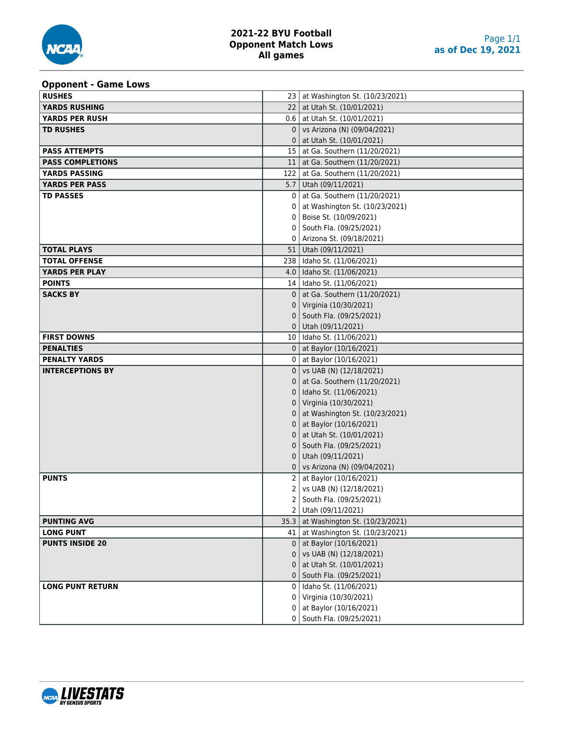# 2021-22 BYU Football
## Opponent Match Lows
### All games

as of Dec 19, 2021

**Opponent - Game Lows**

| | | |
|---|---|---|
| **RUSHES** | 23 | at Washington St. (10/23/2021) |
| **YARDS RUSHING** | 22 | at Utah St. (10/01/2021) |
| **YARDS PER RUSH** | 0.6 | at Utah St. (10/01/2021) |
| **TD RUSHES** | 0 | vs Arizona (N) (09/04/2021) |
| | 0 | at Utah St. (10/01/2021) |
| **PASS ATTEMPTS** | 15 | at Ga. Southern (11/20/2021) |
| **PASS COMPLETIONS** | 11 | at Ga. Southern (11/20/2021) |
| **YARDS PASSING** | 122 | at Ga. Southern (11/20/2021) |
| **YARDS PER PASS** | 5.7 | Utah (09/11/2021) |
| **TD PASSES** | 0 | at Ga. Southern (11/20/2021) |
| | 0 | at Washington St. (10/23/2021) |
| | 0 | Boise St. (10/09/2021) |
| | 0 | South Fla. (09/25/2021) |
| | 0 | Arizona St. (09/18/2021) |
| **TOTAL PLAYS** | 51 | Utah (09/11/2021) |
| **TOTAL OFFENSE** | 238 | Idaho St. (11/06/2021) |
| **YARDS PER PLAY** | 4.0 | Idaho St. (11/06/2021) |
| **POINTS** | 14 | Idaho St. (11/06/2021) |
| **SACKS BY** | 0 | at Ga. Southern (11/20/2021) |
| | 0 | Virginia (10/30/2021) |
| | 0 | South Fla. (09/25/2021) |
| | 0 | Utah (09/11/2021) |
| **FIRST DOWNS** | 10 | Idaho St. (11/06/2021) |
| **PENALTIES** | 0 | at Baylor (10/16/2021) |
| **PENALTY YARDS** | 0 | at Baylor (10/16/2021) |
| **INTERCEPTIONS BY** | 0 | vs UAB (N) (12/18/2021) |
| | 0 | at Ga. Southern (11/20/2021) |
| | 0 | Idaho St. (11/06/2021) |
| | 0 | Virginia (10/30/2021) |
| | 0 | at Washington St. (10/23/2021) |
| | 0 | at Baylor (10/16/2021) |
| | 0 | at Utah St. (10/01/2021) |
| | 0 | South Fla. (09/25/2021) |
| | 0 | Utah (09/11/2021) |
| | 0 | vs Arizona (N) (09/04/2021) |
| **PUNTS** | 2 | at Baylor (10/16/2021) |
| | 2 | vs UAB (N) (12/18/2021) |
| | 2 | South Fla. (09/25/2021) |
| | 2 | Utah (09/11/2021) |
| **PUNTING AVG** | 35.3 | at Washington St. (10/23/2021) |
| **LONG PUNT** | 41 | at Washington St. (10/23/2021) |
| **PUNTS INSIDE 20** | 0 | at Baylor (10/16/2021) |
| | 0 | vs UAB (N) (12/18/2021) |
| | 0 | at Utah St. (10/01/2021) |
| | 0 | South Fla. (09/25/2021) |
| **LONG PUNT RETURN** | 0 | Idaho St. (11/06/2021) |
| | 0 | Virginia (10/30/2021) |
| | 0 | at Baylor (10/16/2021) |
| | 0 | South Fla. (09/25/2021) |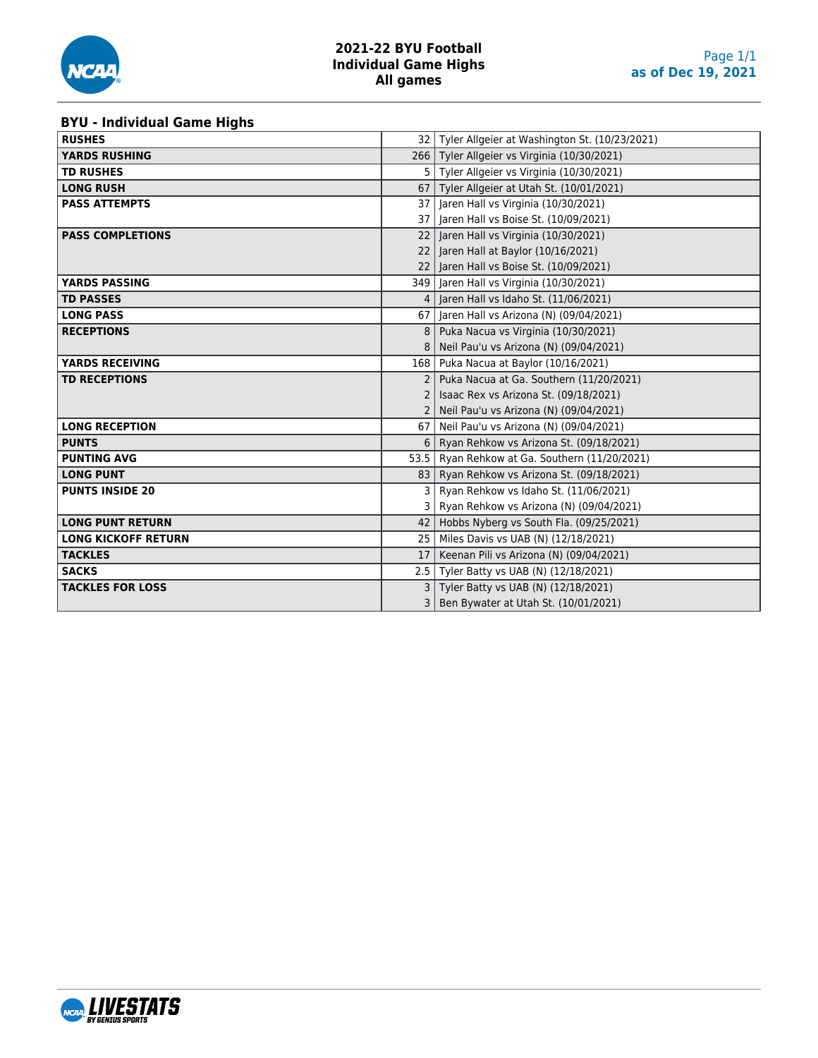# 2021-22 BYU Football
## Individual Game Highs
### All games

as of Dec 19, 2021

## BYU - Individual Game Highs

| Category | Value | Player / Game |
|---|---|---|
| **RUSHES** | 32 | Tyler Allgeier at Washington St. (10/23/2021) |
| **YARDS RUSHING** | 266 | Tyler Allgeier vs Virginia (10/30/2021) |
| **TD RUSHES** | 5 | Tyler Allgeier vs Virginia (10/30/2021) |
| **LONG RUSH** | 67 | Tyler Allgeier at Utah St. (10/01/2021) |
| **PASS ATTEMPTS** | 37 | Jaren Hall vs Virginia (10/30/2021) |
| | 37 | Jaren Hall vs Boise St. (10/09/2021) |
| **PASS COMPLETIONS** | 22 | Jaren Hall vs Virginia (10/30/2021) |
| | 22 | Jaren Hall at Baylor (10/16/2021) |
| | 22 | Jaren Hall vs Boise St. (10/09/2021) |
| **YARDS PASSING** | 349 | Jaren Hall vs Virginia (10/30/2021) |
| **TD PASSES** | 4 | Jaren Hall vs Idaho St. (11/06/2021) |
| **LONG PASS** | 67 | Jaren Hall vs Arizona (N) (09/04/2021) |
| **RECEPTIONS** | 8 | Puka Nacua vs Virginia (10/30/2021) |
| | 8 | Neil Pau'u vs Arizona (N) (09/04/2021) |
| **YARDS RECEIVING** | 168 | Puka Nacua at Baylor (10/16/2021) |
| **TD RECEPTIONS** | 2 | Puka Nacua at Ga. Southern (11/20/2021) |
| | 2 | Isaac Rex vs Arizona St. (09/18/2021) |
| | 2 | Neil Pau'u vs Arizona (N) (09/04/2021) |
| **LONG RECEPTION** | 67 | Neil Pau'u vs Arizona (N) (09/04/2021) |
| **PUNTS** | 6 | Ryan Rehkow vs Arizona St. (09/18/2021) |
| **PUNTING AVG** | 53.5 | Ryan Rehkow at Ga. Southern (11/20/2021) |
| **LONG PUNT** | 83 | Ryan Rehkow vs Arizona St. (09/18/2021) |
| **PUNTS INSIDE 20** | 3 | Ryan Rehkow vs Idaho St. (11/06/2021) |
| | 3 | Ryan Rehkow vs Arizona (N) (09/04/2021) |
| **LONG PUNT RETURN** | 42 | Hobbs Nyberg vs South Fla. (09/25/2021) |
| **LONG KICKOFF RETURN** | 25 | Miles Davis vs UAB (N) (12/18/2021) |
| **TACKLES** | 17 | Keenan Pili vs Arizona (N) (09/04/2021) |
| **SACKS** | 2.5 | Tyler Batty vs UAB (N) (12/18/2021) |
| **TACKLES FOR LOSS** | 3 | Tyler Batty vs UAB (N) (12/18/2021) |
| | 3 | Ben Bywater at Utah St. (10/01/2021) |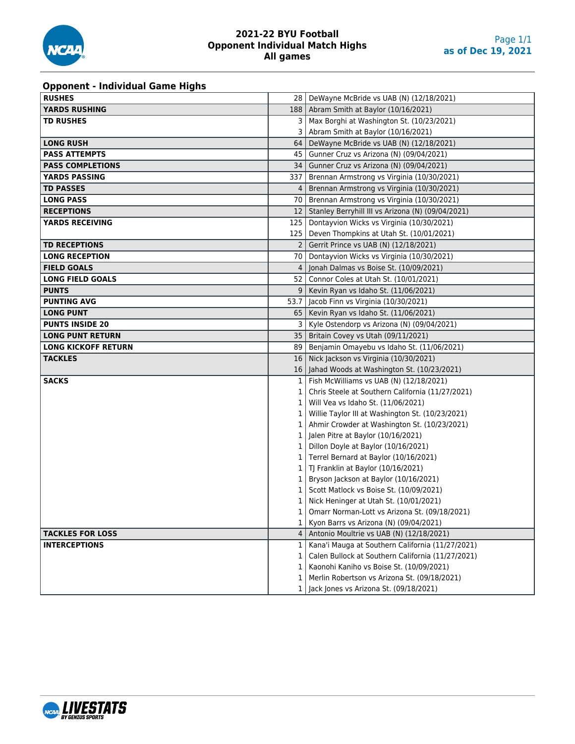# 2021-22 BYU Football
## Opponent Individual Match Highs
## All games

as of Dec 19, 2021

### Opponent - Individual Game Highs

| | | |
|---|---|---|
| **RUSHES** | 28 | DeWayne McBride vs UAB (N) (12/18/2021) |
| **YARDS RUSHING** | 188 | Abram Smith at Baylor (10/16/2021) |
| **TD RUSHES** | 3 | Max Borghi at Washington St. (10/23/2021) |
| | 3 | Abram Smith at Baylor (10/16/2021) |
| **LONG RUSH** | 64 | DeWayne McBride vs UAB (N) (12/18/2021) |
| **PASS ATTEMPTS** | 45 | Gunner Cruz vs Arizona (N) (09/04/2021) |
| **PASS COMPLETIONS** | 34 | Gunner Cruz vs Arizona (N) (09/04/2021) |
| **YARDS PASSING** | 337 | Brennan Armstrong vs Virginia (10/30/2021) |
| **TD PASSES** | 4 | Brennan Armstrong vs Virginia (10/30/2021) |
| **LONG PASS** | 70 | Brennan Armstrong vs Virginia (10/30/2021) |
| **RECEPTIONS** | 12 | Stanley Berryhill III vs Arizona (N) (09/04/2021) |
| **YARDS RECEIVING** | 125 | Dontayvion Wicks vs Virginia (10/30/2021) |
| | 125 | Deven Thompkins at Utah St. (10/01/2021) |
| **TD RECEPTIONS** | 2 | Gerrit Prince vs UAB (N) (12/18/2021) |
| **LONG RECEPTION** | 70 | Dontayvion Wicks vs Virginia (10/30/2021) |
| **FIELD GOALS** | 4 | Jonah Dalmas vs Boise St. (10/09/2021) |
| **LONG FIELD GOALS** | 52 | Connor Coles at Utah St. (10/01/2021) |
| **PUNTS** | 9 | Kevin Ryan vs Idaho St. (11/06/2021) |
| **PUNTING AVG** | 53.7 | Jacob Finn vs Virginia (10/30/2021) |
| **LONG PUNT** | 65 | Kevin Ryan vs Idaho St. (11/06/2021) |
| **PUNTS INSIDE 20** | 3 | Kyle Ostendorp vs Arizona (N) (09/04/2021) |
| **LONG PUNT RETURN** | 35 | Britain Covey vs Utah (09/11/2021) |
| **LONG KICKOFF RETURN** | 89 | Benjamin Omayebu vs Idaho St. (11/06/2021) |
| **TACKLES** | 16 | Nick Jackson vs Virginia (10/30/2021) |
| | 16 | Jahad Woods at Washington St. (10/23/2021) |
| **SACKS** | 1 | Fish McWilliams vs UAB (N) (12/18/2021) |
| | 1 | Chris Steele at Southern California (11/27/2021) |
| | 1 | Will Vea vs Idaho St. (11/06/2021) |
| | 1 | Willie Taylor III at Washington St. (10/23/2021) |
| | 1 | Ahmir Crowder at Washington St. (10/23/2021) |
| | 1 | Jalen Pitre at Baylor (10/16/2021) |
| | 1 | Dillon Doyle at Baylor (10/16/2021) |
| | 1 | Terrel Bernard at Baylor (10/16/2021) |
| | 1 | TJ Franklin at Baylor (10/16/2021) |
| | 1 | Bryson Jackson at Baylor (10/16/2021) |
| | 1 | Scott Matlock vs Boise St. (10/09/2021) |
| | 1 | Nick Heninger at Utah St. (10/01/2021) |
| | 1 | Omarr Norman-Lott vs Arizona St. (09/18/2021) |
| | 1 | Kyon Barrs vs Arizona (N) (09/04/2021) |
| **TACKLES FOR LOSS** | 4 | Antonio Moultrie vs UAB (N) (12/18/2021) |
| **INTERCEPTIONS** | 1 | Kana'i Mauga at Southern California (11/27/2021) |
| | 1 | Calen Bullock at Southern California (11/27/2021) |
| | 1 | Kaonohi Kaniho vs Boise St. (10/09/2021) |
| | 1 | Merlin Robertson vs Arizona St. (09/18/2021) |
| | 1 | Jack Jones vs Arizona St. (09/18/2021) |